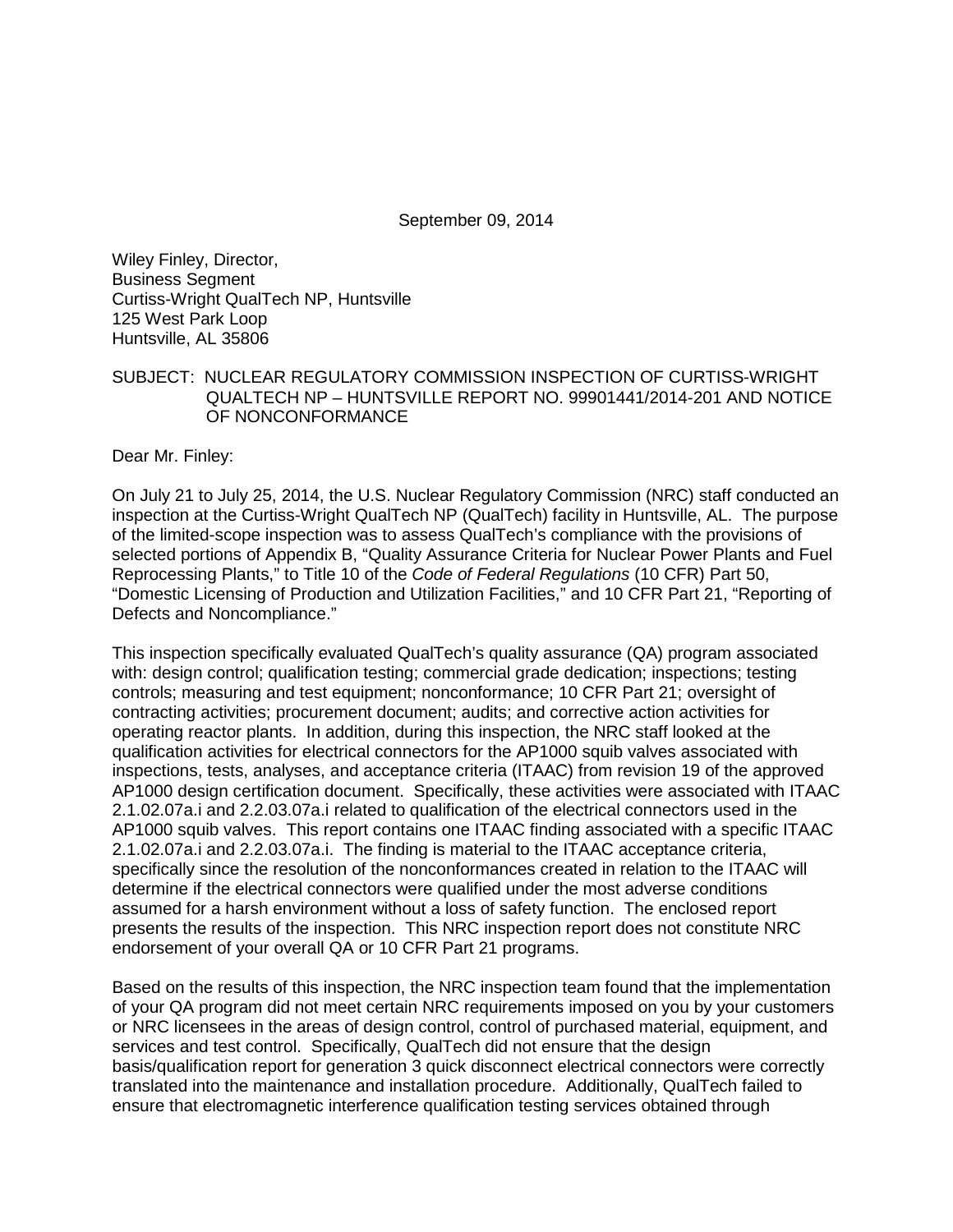September 09, 2014

Wiley Finley, Director,
Business Segment
Curtiss-Wright QualTech NP, Huntsville
125 West Park Loop
Huntsville, AL 35806

SUBJECT: NUCLEAR REGULATORY COMMISSION INSPECTION OF CURTISS-WRIGHT QUALTECH NP – HUNTSVILLE REPORT NO. 99901441/2014-201 AND NOTICE OF NONCONFORMANCE

Dear Mr. Finley:

On July 21 to July 25, 2014, the U.S. Nuclear Regulatory Commission (NRC) staff conducted an inspection at the Curtiss-Wright QualTech NP (QualTech) facility in Huntsville, AL. The purpose of the limited-scope inspection was to assess QualTech's compliance with the provisions of selected portions of Appendix B, "Quality Assurance Criteria for Nuclear Power Plants and Fuel Reprocessing Plants," to Title 10 of the *Code of Federal Regulations* (10 CFR) Part 50, "Domestic Licensing of Production and Utilization Facilities," and 10 CFR Part 21, "Reporting of Defects and Noncompliance."

This inspection specifically evaluated QualTech's quality assurance (QA) program associated with: design control; qualification testing; commercial grade dedication; inspections; testing controls; measuring and test equipment; nonconformance; 10 CFR Part 21; oversight of contracting activities; procurement document; audits; and corrective action activities for operating reactor plants. In addition, during this inspection, the NRC staff looked at the qualification activities for electrical connectors for the AP1000 squib valves associated with inspections, tests, analyses, and acceptance criteria (ITAAC) from revision 19 of the approved AP1000 design certification document. Specifically, these activities were associated with ITAAC 2.1.02.07a.i and 2.2.03.07a.i related to qualification of the electrical connectors used in the AP1000 squib valves. This report contains one ITAAC finding associated with a specific ITAAC 2.1.02.07a.i and 2.2.03.07a.i. The finding is material to the ITAAC acceptance criteria, specifically since the resolution of the nonconformances created in relation to the ITAAC will determine if the electrical connectors were qualified under the most adverse conditions assumed for a harsh environment without a loss of safety function. The enclosed report presents the results of the inspection. This NRC inspection report does not constitute NRC endorsement of your overall QA or 10 CFR Part 21 programs.

Based on the results of this inspection, the NRC inspection team found that the implementation of your QA program did not meet certain NRC requirements imposed on you by your customers or NRC licensees in the areas of design control, control of purchased material, equipment, and services and test control. Specifically, QualTech did not ensure that the design basis/qualification report for generation 3 quick disconnect electrical connectors were correctly translated into the maintenance and installation procedure. Additionally, QualTech failed to ensure that electromagnetic interference qualification testing services obtained through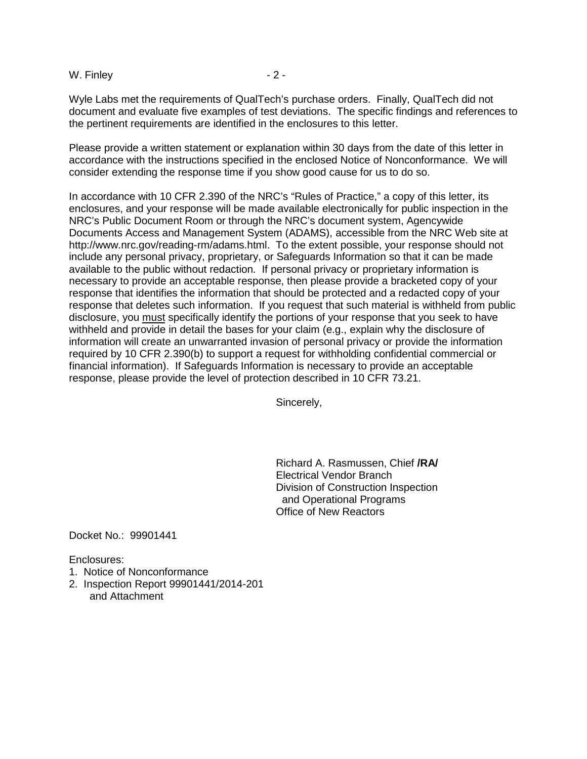Wyle Labs met the requirements of QualTech's purchase orders. Finally, QualTech did not document and evaluate five examples of test deviations. The specific findings and references to the pertinent requirements are identified in the enclosures to this letter.

Please provide a written statement or explanation within 30 days from the date of this letter in accordance with the instructions specified in the enclosed Notice of Nonconformance. We will consider extending the response time if you show good cause for us to do so.

In accordance with 10 CFR 2.390 of the NRC's "Rules of Practice," a copy of this letter, its enclosures, and your response will be made available electronically for public inspection in the NRC's Public Document Room or through the NRC's document system, Agencywide Documents Access and Management System (ADAMS), accessible from the NRC Web site at http://www.nrc.gov/reading-rm/adams.html. To the extent possible, your response should not include any personal privacy, proprietary, or Safeguards Information so that it can be made available to the public without redaction. If personal privacy or proprietary information is necessary to provide an acceptable response, then please provide a bracketed copy of your response that identifies the information that should be protected and a redacted copy of your response that deletes such information. If you request that such material is withheld from public disclosure, you must specifically identify the portions of your response that you seek to have withheld and provide in detail the bases for your claim (e.g., explain why the disclosure of information will create an unwarranted invasion of personal privacy or provide the information required by 10 CFR 2.390(b) to support a request for withholding confidential commercial or financial information). If Safeguards Information is necessary to provide an acceptable response, please provide the level of protection described in 10 CFR 73.21.

Sincerely,

Richard A. Rasmussen, Chief **/RA/**
Electrical Vendor Branch
Division of Construction Inspection
and Operational Programs
Office of New Reactors

Docket No.: 99901441

Enclosures:
1. Notice of Nonconformance
2. Inspection Report 99901441/2014-201
   and Attachment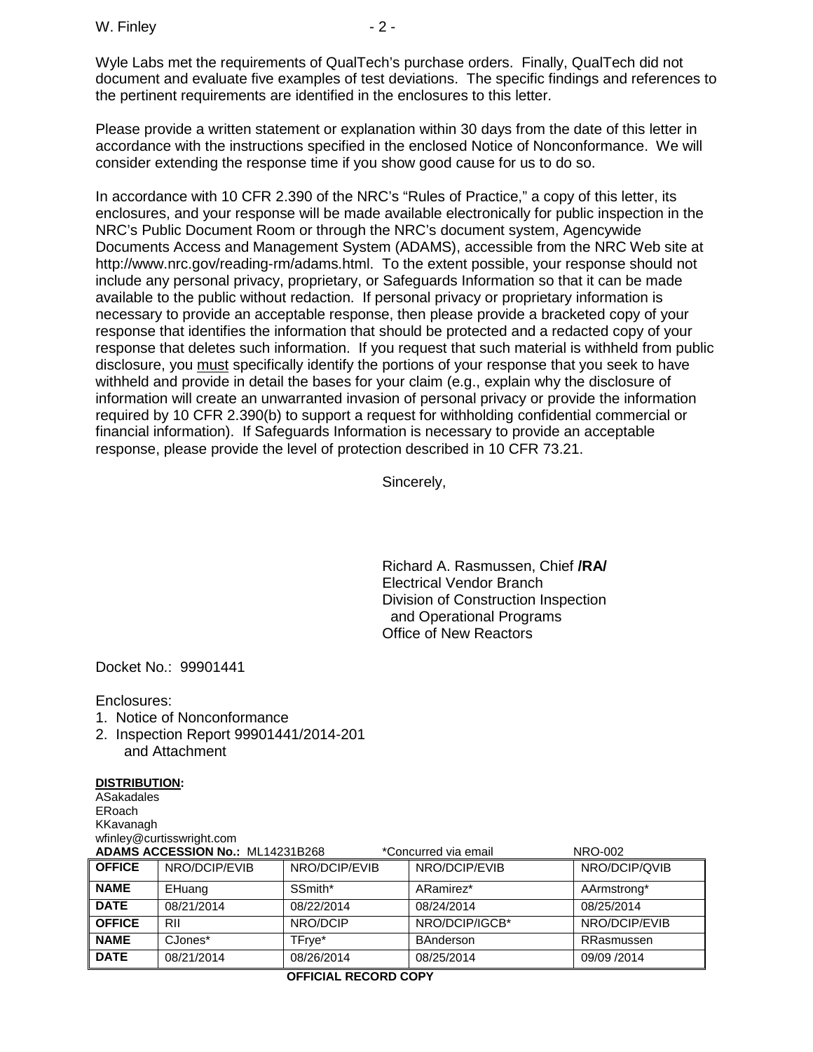Wyle Labs met the requirements of QualTech's purchase orders. Finally, QualTech did not document and evaluate five examples of test deviations. The specific findings and references to the pertinent requirements are identified in the enclosures to this letter.

Please provide a written statement or explanation within 30 days from the date of this letter in accordance with the instructions specified in the enclosed Notice of Nonconformance. We will consider extending the response time if you show good cause for us to do so.

In accordance with 10 CFR 2.390 of the NRC's "Rules of Practice," a copy of this letter, its enclosures, and your response will be made available electronically for public inspection in the NRC's Public Document Room or through the NRC's document system, Agencywide Documents Access and Management System (ADAMS), accessible from the NRC Web site at http://www.nrc.gov/reading-rm/adams.html. To the extent possible, your response should not include any personal privacy, proprietary, or Safeguards Information so that it can be made available to the public without redaction. If personal privacy or proprietary information is necessary to provide an acceptable response, then please provide a bracketed copy of your response that identifies the information that should be protected and a redacted copy of your response that deletes such information. If you request that such material is withheld from public disclosure, you <u>must</u> specifically identify the portions of your response that you seek to have withheld and provide in detail the bases for your claim (e.g., explain why the disclosure of information will create an unwarranted invasion of personal privacy or provide the information required by 10 CFR 2.390(b) to support a request for withholding confidential commercial or financial information). If Safeguards Information is necessary to provide an acceptable response, please provide the level of protection described in 10 CFR 73.21.

Sincerely,

Richard A. Rasmussen, Chief **/RA/**
Electrical Vendor Branch
Division of Construction Inspection
and Operational Programs
Office of New Reactors

Docket No.: 99901441

Enclosures:
1. Notice of Nonconformance
2. Inspection Report 99901441/2014-201
and Attachment

**DISTRIBUTION:**
ASakadales
ERoach
KKavanagh
wfinley@curtisswright.com

**ADAMS ACCESSION No.:** ML14231B268 *Concurred via email NRO-002

| **OFFICE** | NRO/DCIP/EVIB | NRO/DCIP/EVIB | NRO/DCIP/EVIB | NRO/DCIP/QVIB |
|---|---|---|---|---|
| **NAME** | EHuang | SSmith* | ARamirez* | AArmstrong* |
| **DATE** | 08/21/2014 | 08/22/2014 | 08/24/2014 | 08/25/2014 |
| **OFFICE** | RII | NRO/DCIP | NRO/DCIP/IGCB* | NRO/DCIP/EVIB |
| **NAME** | CJones* | TFrye* | BAnderson | RRasmussen |
| **DATE** | 08/21/2014 | 08/26/2014 | 08/25/2014 | 09/09 /2014 |

**OFFICIAL RECORD COPY**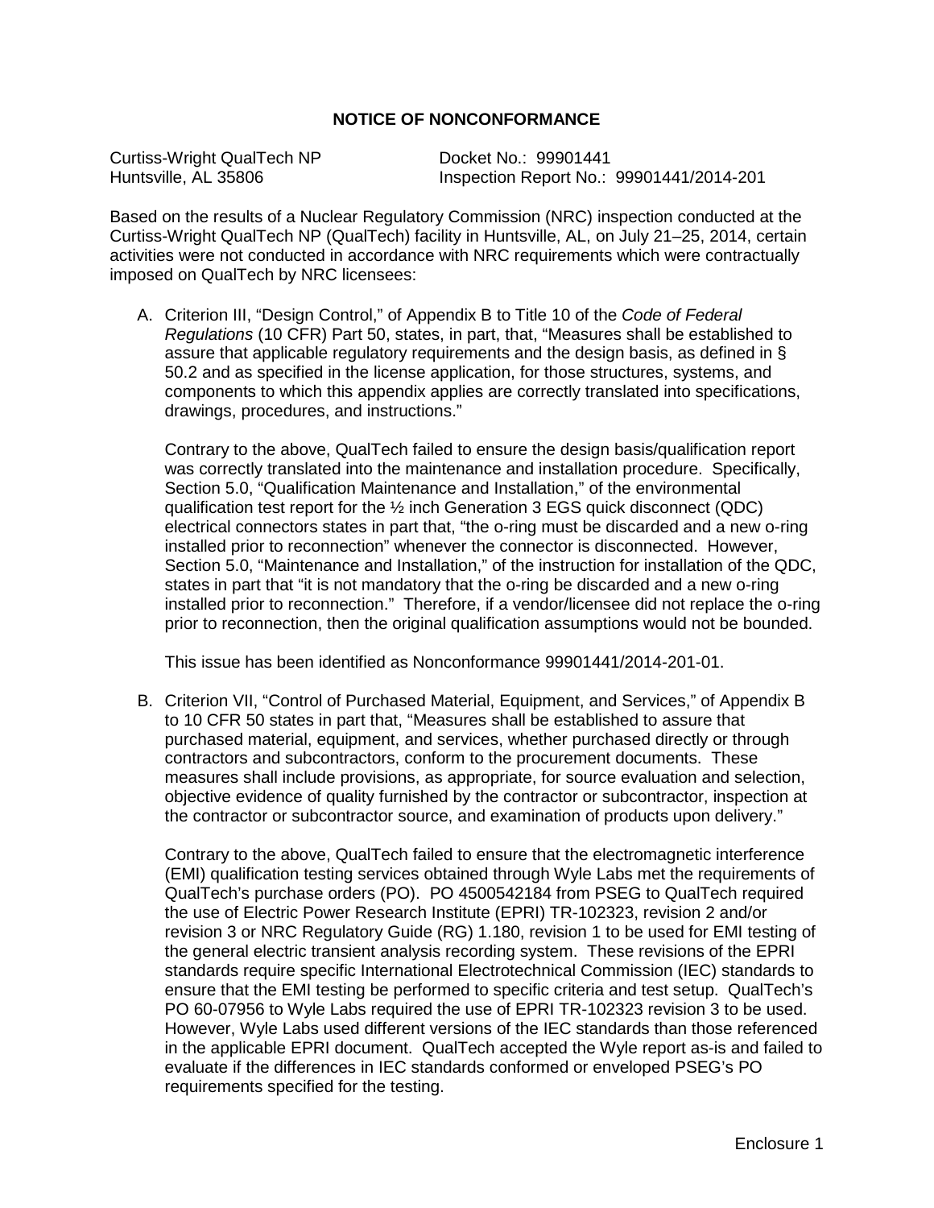## NOTICE OF NONCONFORMANCE

Curtiss-Wright QualTech NP
Huntsville, AL 35806

Docket No.: 99901441
Inspection Report No.: 99901441/2014-201

Based on the results of a Nuclear Regulatory Commission (NRC) inspection conducted at the Curtiss-Wright QualTech NP (QualTech) facility in Huntsville, AL, on July 21–25, 2014, certain activities were not conducted in accordance with NRC requirements which were contractually imposed on QualTech by NRC licensees:

A. Criterion III, "Design Control," of Appendix B to Title 10 of the *Code of Federal Regulations* (10 CFR) Part 50, states, in part, that, "Measures shall be established to assure that applicable regulatory requirements and the design basis, as defined in § 50.2 and as specified in the license application, for those structures, systems, and components to which this appendix applies are correctly translated into specifications, drawings, procedures, and instructions."

   Contrary to the above, QualTech failed to ensure the design basis/qualification report was correctly translated into the maintenance and installation procedure. Specifically, Section 5.0, "Qualification Maintenance and Installation," of the environmental qualification test report for the ½ inch Generation 3 EGS quick disconnect (QDC) electrical connectors states in part that, "the o-ring must be discarded and a new o-ring installed prior to reconnection" whenever the connector is disconnected. However, Section 5.0, "Maintenance and Installation," of the instruction for installation of the QDC, states in part that "it is not mandatory that the o-ring be discarded and a new o-ring installed prior to reconnection." Therefore, if a vendor/licensee did not replace the o-ring prior to reconnection, then the original qualification assumptions would not be bounded.

   This issue has been identified as Nonconformance 99901441/2014-201-01.

B. Criterion VII, "Control of Purchased Material, Equipment, and Services," of Appendix B to 10 CFR 50 states in part that, "Measures shall be established to assure that purchased material, equipment, and services, whether purchased directly or through contractors and subcontractors, conform to the procurement documents. These measures shall include provisions, as appropriate, for source evaluation and selection, objective evidence of quality furnished by the contractor or subcontractor, inspection at the contractor or subcontractor source, and examination of products upon delivery."

   Contrary to the above, QualTech failed to ensure that the electromagnetic interference (EMI) qualification testing services obtained through Wyle Labs met the requirements of QualTech's purchase orders (PO). PO 4500542184 from PSEG to QualTech required the use of Electric Power Research Institute (EPRI) TR-102323, revision 2 and/or revision 3 or NRC Regulatory Guide (RG) 1.180, revision 1 to be used for EMI testing of the general electric transient analysis recording system. These revisions of the EPRI standards require specific International Electrotechnical Commission (IEC) standards to ensure that the EMI testing be performed to specific criteria and test setup. QualTech's PO 60-07956 to Wyle Labs required the use of EPRI TR-102323 revision 3 to be used. However, Wyle Labs used different versions of the IEC standards than those referenced in the applicable EPRI document. QualTech accepted the Wyle report as-is and failed to evaluate if the differences in IEC standards conformed or enveloped PSEG's PO requirements specified for the testing.

Enclosure 1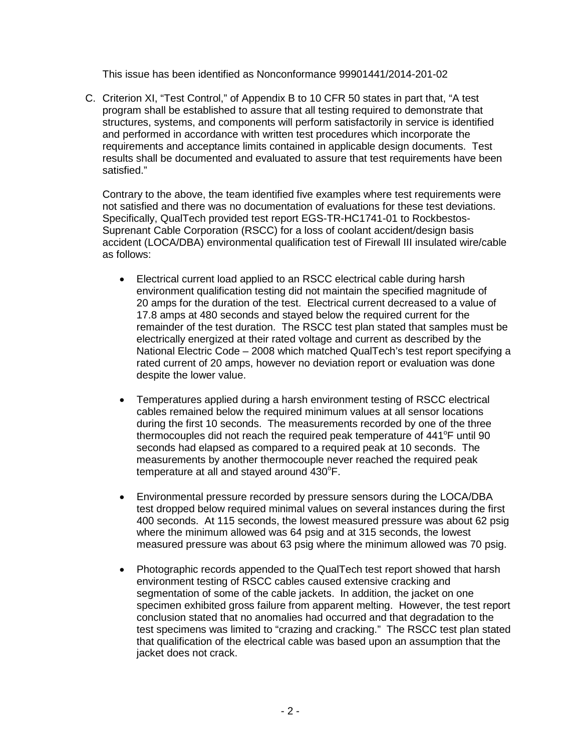This issue has been identified as Nonconformance 99901441/2014-201-02

C. Criterion XI, "Test Control," of Appendix B to 10 CFR 50 states in part that, "A test program shall be established to assure that all testing required to demonstrate that structures, systems, and components will perform satisfactorily in service is identified and performed in accordance with written test procedures which incorporate the requirements and acceptance limits contained in applicable design documents. Test results shall be documented and evaluated to assure that test requirements have been satisfied."

   Contrary to the above, the team identified five examples where test requirements were not satisfied and there was no documentation of evaluations for these test deviations. Specifically, QualTech provided test report EGS-TR-HC1741-01 to Rockbestos-Suprenant Cable Corporation (RSCC) for a loss of coolant accident/design basis accident (LOCA/DBA) environmental qualification test of Firewall III insulated wire/cable as follows:

   - Electrical current load applied to an RSCC electrical cable during harsh environment qualification testing did not maintain the specified magnitude of 20 amps for the duration of the test. Electrical current decreased to a value of 17.8 amps at 480 seconds and stayed below the required current for the remainder of the test duration. The RSCC test plan stated that samples must be electrically energized at their rated voltage and current as described by the National Electric Code – 2008 which matched QualTech's test report specifying a rated current of 20 amps, however no deviation report or evaluation was done despite the lower value.

   - Temperatures applied during a harsh environment testing of RSCC electrical cables remained below the required minimum values at all sensor locations during the first 10 seconds. The measurements recorded by one of the three thermocouples did not reach the required peak temperature of 441°F until 90 seconds had elapsed as compared to a required peak at 10 seconds. The measurements by another thermocouple never reached the required peak temperature at all and stayed around 430°F.

   - Environmental pressure recorded by pressure sensors during the LOCA/DBA test dropped below required minimal values on several instances during the first 400 seconds. At 115 seconds, the lowest measured pressure was about 62 psig where the minimum allowed was 64 psig and at 315 seconds, the lowest measured pressure was about 63 psig where the minimum allowed was 70 psig.

   - Photographic records appended to the QualTech test report showed that harsh environment testing of RSCC cables caused extensive cracking and segmentation of some of the cable jackets. In addition, the jacket on one specimen exhibited gross failure from apparent melting. However, the test report conclusion stated that no anomalies had occurred and that degradation to the test specimens was limited to "crazing and cracking." The RSCC test plan stated that qualification of the electrical cable was based upon an assumption that the jacket does not crack.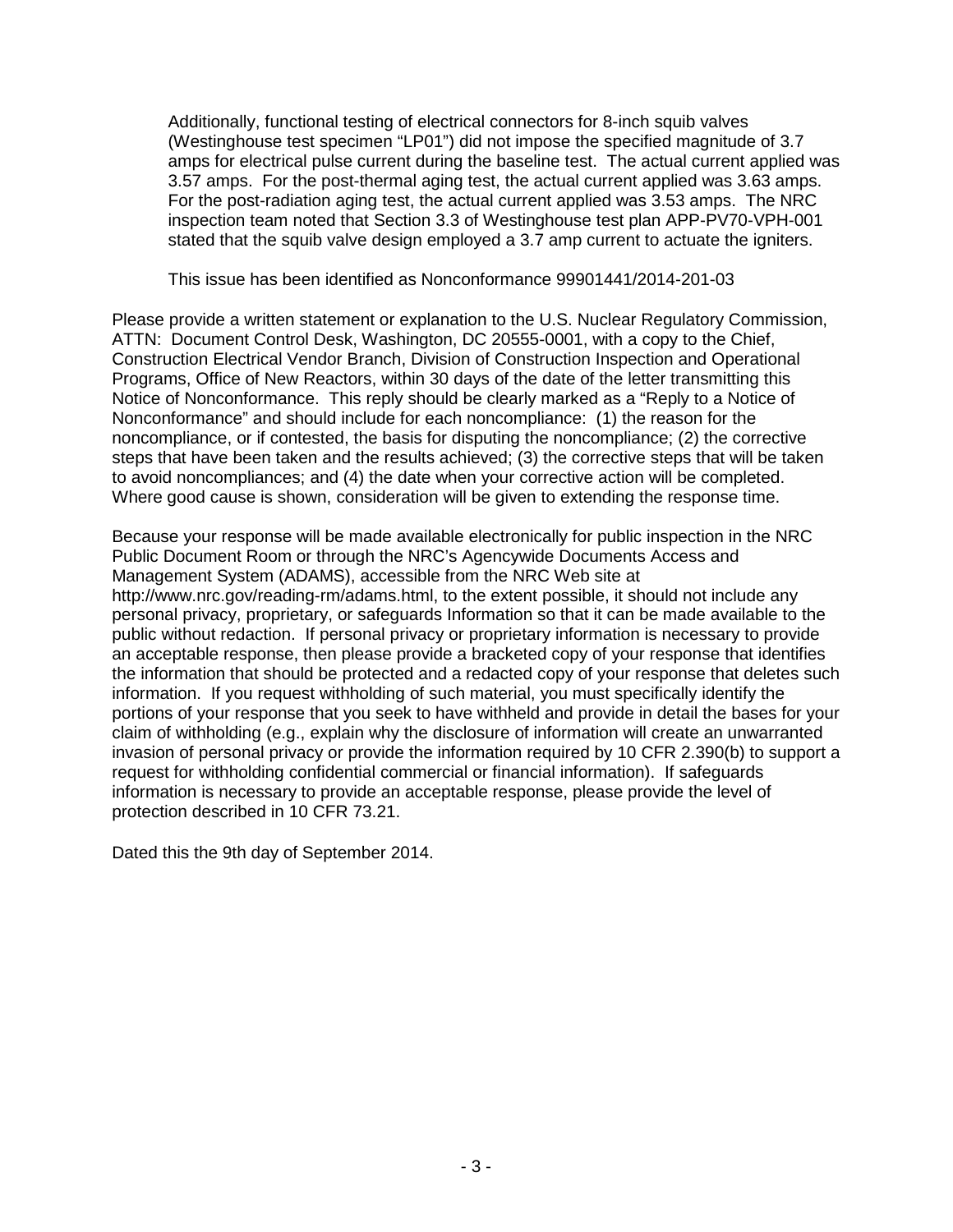Additionally, functional testing of electrical connectors for 8-inch squib valves (Westinghouse test specimen “LP01”) did not impose the specified magnitude of 3.7 amps for electrical pulse current during the baseline test. The actual current applied was 3.57 amps. For the post-thermal aging test, the actual current applied was 3.63 amps. For the post-radiation aging test, the actual current applied was 3.53 amps. The NRC inspection team noted that Section 3.3 of Westinghouse test plan APP-PV70-VPH-001 stated that the squib valve design employed a 3.7 amp current to actuate the igniters.

This issue has been identified as Nonconformance 99901441/2014-201-03

Please provide a written statement or explanation to the U.S. Nuclear Regulatory Commission, ATTN: Document Control Desk, Washington, DC 20555-0001, with a copy to the Chief, Construction Electrical Vendor Branch, Division of Construction Inspection and Operational Programs, Office of New Reactors, within 30 days of the date of the letter transmitting this Notice of Nonconformance. This reply should be clearly marked as a “Reply to a Notice of Nonconformance” and should include for each noncompliance: (1) the reason for the noncompliance, or if contested, the basis for disputing the noncompliance; (2) the corrective steps that have been taken and the results achieved; (3) the corrective steps that will be taken to avoid noncompliances; and (4) the date when your corrective action will be completed. Where good cause is shown, consideration will be given to extending the response time.

Because your response will be made available electronically for public inspection in the NRC Public Document Room or through the NRC’s Agencywide Documents Access and Management System (ADAMS), accessible from the NRC Web site at http://www.nrc.gov/reading-rm/adams.html, to the extent possible, it should not include any personal privacy, proprietary, or safeguards Information so that it can be made available to the public without redaction. If personal privacy or proprietary information is necessary to provide an acceptable response, then please provide a bracketed copy of your response that identifies the information that should be protected and a redacted copy of your response that deletes such information. If you request withholding of such material, you must specifically identify the portions of your response that you seek to have withheld and provide in detail the bases for your claim of withholding (e.g., explain why the disclosure of information will create an unwarranted invasion of personal privacy or provide the information required by 10 CFR 2.390(b) to support a request for withholding confidential commercial or financial information). If safeguards information is necessary to provide an acceptable response, please provide the level of protection described in 10 CFR 73.21.

Dated this the 9th day of September 2014.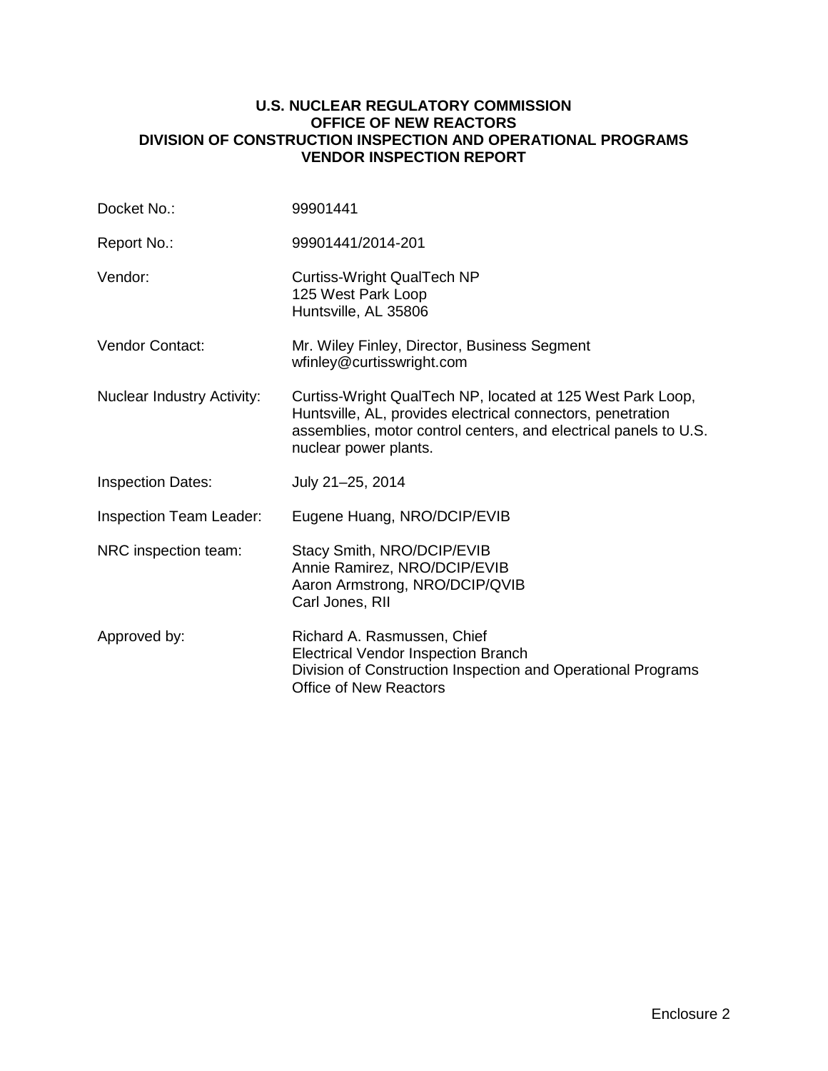**U.S. NUCLEAR REGULATORY COMMISSION**
**OFFICE OF NEW REACTORS**
**DIVISION OF CONSTRUCTION INSPECTION AND OPERATIONAL PROGRAMS**
**VENDOR INSPECTION REPORT**

| | |
|---|---|
| Docket No.: | 99901441 |
| Report No.: | 99901441/2014-201 |
| Vendor: | Curtiss-Wright QualTech NP<br>125 West Park Loop<br>Huntsville, AL 35806 |
| Vendor Contact: | Mr. Wiley Finley, Director, Business Segment<br>wfinley@curtisswright.com |
| Nuclear Industry Activity: | Curtiss-Wright QualTech NP, located at 125 West Park Loop, Huntsville, AL, provides electrical connectors, penetration assemblies, motor control centers, and electrical panels to U.S. nuclear power plants. |
| Inspection Dates: | July 21–25, 2014 |
| Inspection Team Leader: | Eugene Huang, NRO/DCIP/EVIB |
| NRC inspection team: | Stacy Smith, NRO/DCIP/EVIB<br>Annie Ramirez, NRO/DCIP/EVIB<br>Aaron Armstrong, NRO/DCIP/QVIB<br>Carl Jones, RII |
| Approved by: | Richard A. Rasmussen, Chief<br>Electrical Vendor Inspection Branch<br>Division of Construction Inspection and Operational Programs<br>Office of New Reactors |

Enclosure 2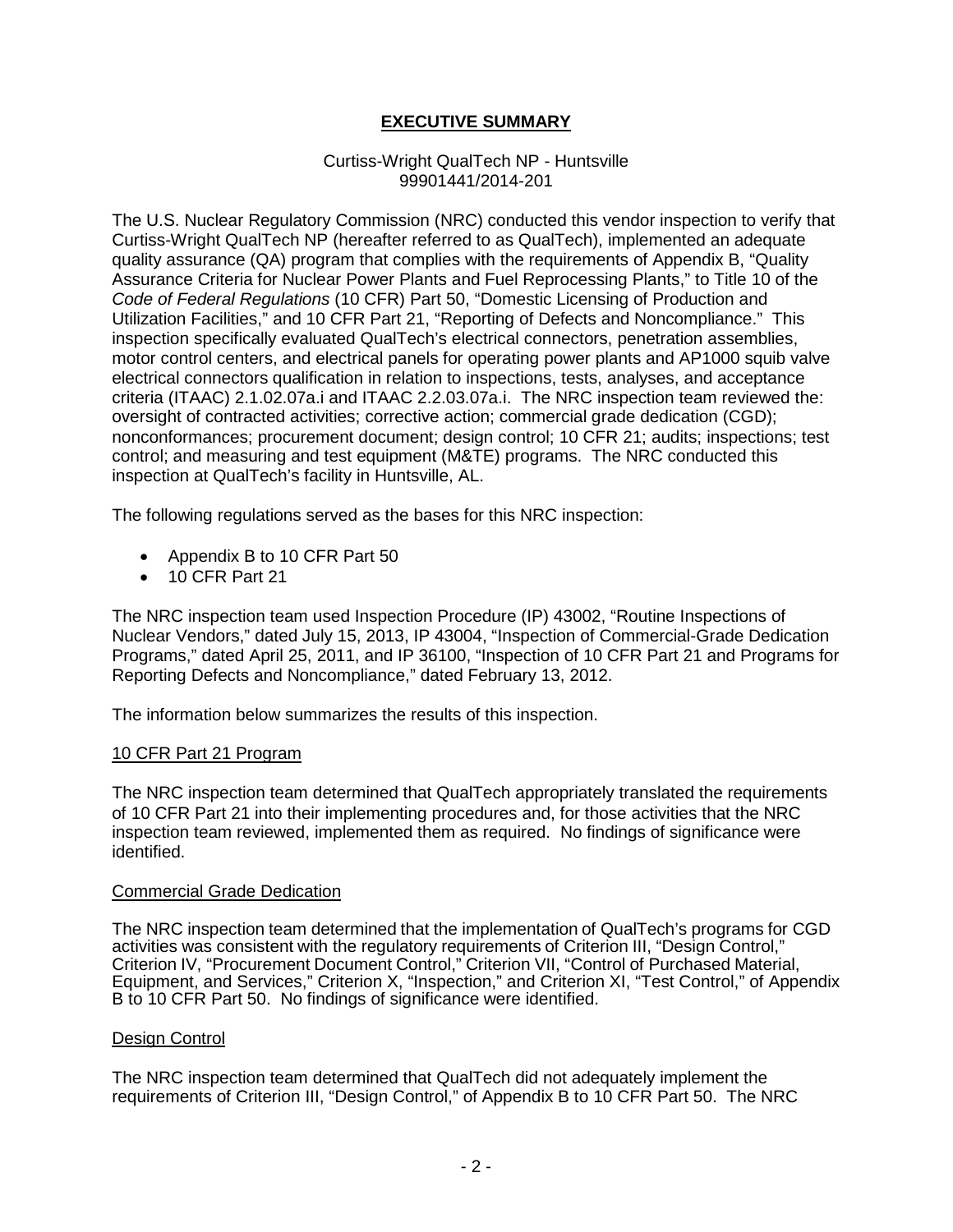# EXECUTIVE SUMMARY

Curtiss-Wright QualTech NP - Huntsville
99901441/2014-201

The U.S. Nuclear Regulatory Commission (NRC) conducted this vendor inspection to verify that Curtiss-Wright QualTech NP (hereafter referred to as QualTech), implemented an adequate quality assurance (QA) program that complies with the requirements of Appendix B, "Quality Assurance Criteria for Nuclear Power Plants and Fuel Reprocessing Plants," to Title 10 of the *Code of Federal Regulations* (10 CFR) Part 50, "Domestic Licensing of Production and Utilization Facilities," and 10 CFR Part 21, "Reporting of Defects and Noncompliance." This inspection specifically evaluated QualTech's electrical connectors, penetration assemblies, motor control centers, and electrical panels for operating power plants and AP1000 squib valve electrical connectors qualification in relation to inspections, tests, analyses, and acceptance criteria (ITAAC) 2.1.02.07a.i and ITAAC 2.2.03.07a.i. The NRC inspection team reviewed the: oversight of contracted activities; corrective action; commercial grade dedication (CGD); nonconformances; procurement document; design control; 10 CFR 21; audits; inspections; test control; and measuring and test equipment (M&TE) programs. The NRC conducted this inspection at QualTech's facility in Huntsville, AL.

The following regulations served as the bases for this NRC inspection:

- Appendix B to 10 CFR Part 50
- 10 CFR Part 21

The NRC inspection team used Inspection Procedure (IP) 43002, "Routine Inspections of Nuclear Vendors," dated July 15, 2013, IP 43004, "Inspection of Commercial-Grade Dedication Programs," dated April 25, 2011, and IP 36100, "Inspection of 10 CFR Part 21 and Programs for Reporting Defects and Noncompliance," dated February 13, 2012.

The information below summarizes the results of this inspection.

## 10 CFR Part 21 Program

The NRC inspection team determined that QualTech appropriately translated the requirements of 10 CFR Part 21 into their implementing procedures and, for those activities that the NRC inspection team reviewed, implemented them as required. No findings of significance were identified.

## Commercial Grade Dedication

The NRC inspection team determined that the implementation of QualTech's programs for CGD activities was consistent with the regulatory requirements of Criterion III, "Design Control," Criterion IV, "Procurement Document Control," Criterion VII, "Control of Purchased Material, Equipment, and Services," Criterion X, "Inspection," and Criterion XI, "Test Control," of Appendix B to 10 CFR Part 50. No findings of significance were identified.

## Design Control

The NRC inspection team determined that QualTech did not adequately implement the requirements of Criterion III, "Design Control," of Appendix B to 10 CFR Part 50. The NRC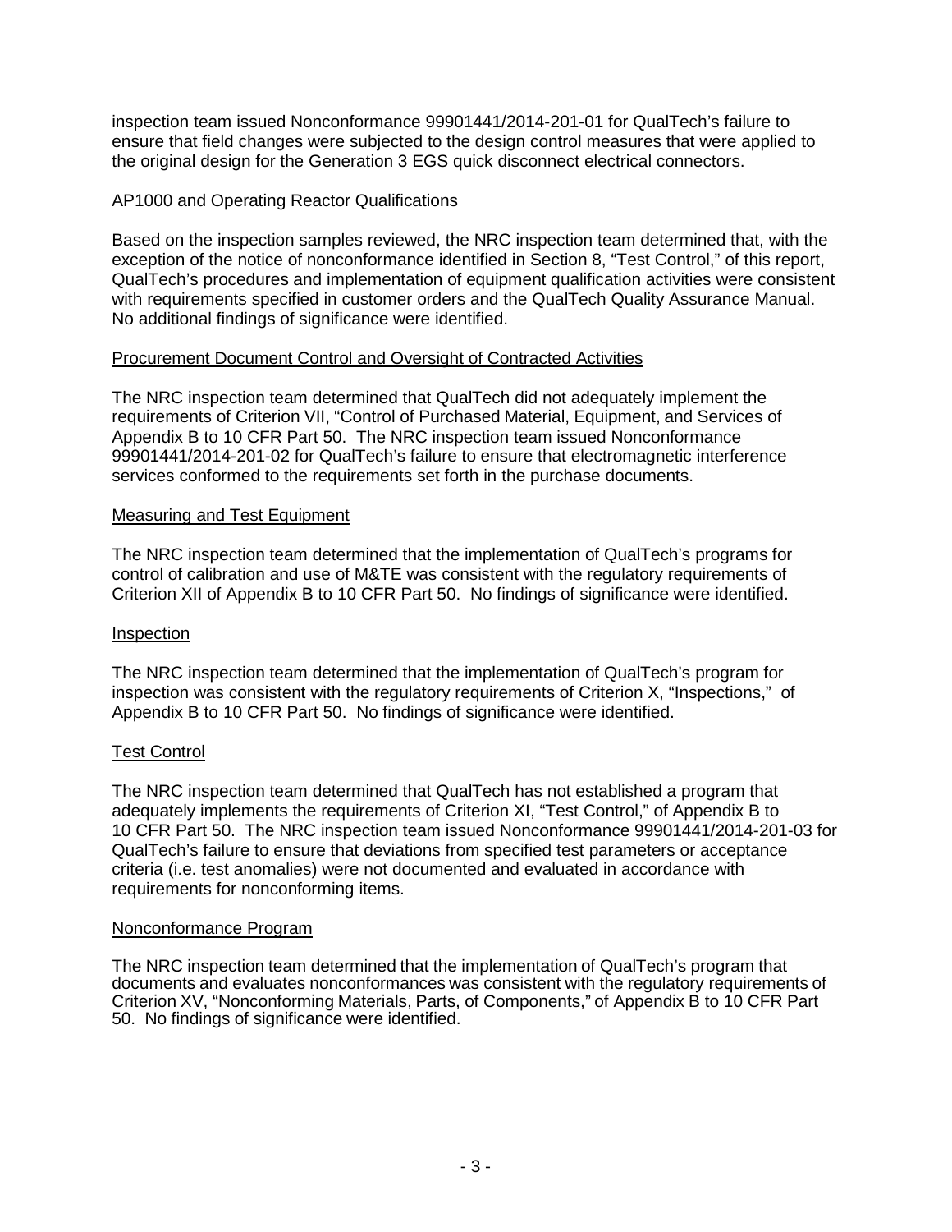inspection team issued Nonconformance 99901441/2014-201-01 for QualTech's failure to ensure that field changes were subjected to the design control measures that were applied to the original design for the Generation 3 EGS quick disconnect electrical connectors.

## AP1000 and Operating Reactor Qualifications

Based on the inspection samples reviewed, the NRC inspection team determined that, with the exception of the notice of nonconformance identified in Section 8, "Test Control," of this report, QualTech's procedures and implementation of equipment qualification activities were consistent with requirements specified in customer orders and the QualTech Quality Assurance Manual. No additional findings of significance were identified.

## Procurement Document Control and Oversight of Contracted Activities

The NRC inspection team determined that QualTech did not adequately implement the requirements of Criterion VII, "Control of Purchased Material, Equipment, and Services of Appendix B to 10 CFR Part 50. The NRC inspection team issued Nonconformance 99901441/2014-201-02 for QualTech's failure to ensure that electromagnetic interference services conformed to the requirements set forth in the purchase documents.

## Measuring and Test Equipment

The NRC inspection team determined that the implementation of QualTech's programs for control of calibration and use of M&TE was consistent with the regulatory requirements of Criterion XII of Appendix B to 10 CFR Part 50. No findings of significance were identified.

## Inspection

The NRC inspection team determined that the implementation of QualTech's program for inspection was consistent with the regulatory requirements of Criterion X, "Inspections," of Appendix B to 10 CFR Part 50. No findings of significance were identified.

## Test Control

The NRC inspection team determined that QualTech has not established a program that adequately implements the requirements of Criterion XI, "Test Control," of Appendix B to 10 CFR Part 50. The NRC inspection team issued Nonconformance 99901441/2014-201-03 for QualTech's failure to ensure that deviations from specified test parameters or acceptance criteria (i.e. test anomalies) were not documented and evaluated in accordance with requirements for nonconforming items.

## Nonconformance Program

The NRC inspection team determined that the implementation of QualTech's program that documents and evaluates nonconformances was consistent with the regulatory requirements of Criterion XV, "Nonconforming Materials, Parts, of Components," of Appendix B to 10 CFR Part 50. No findings of significance were identified.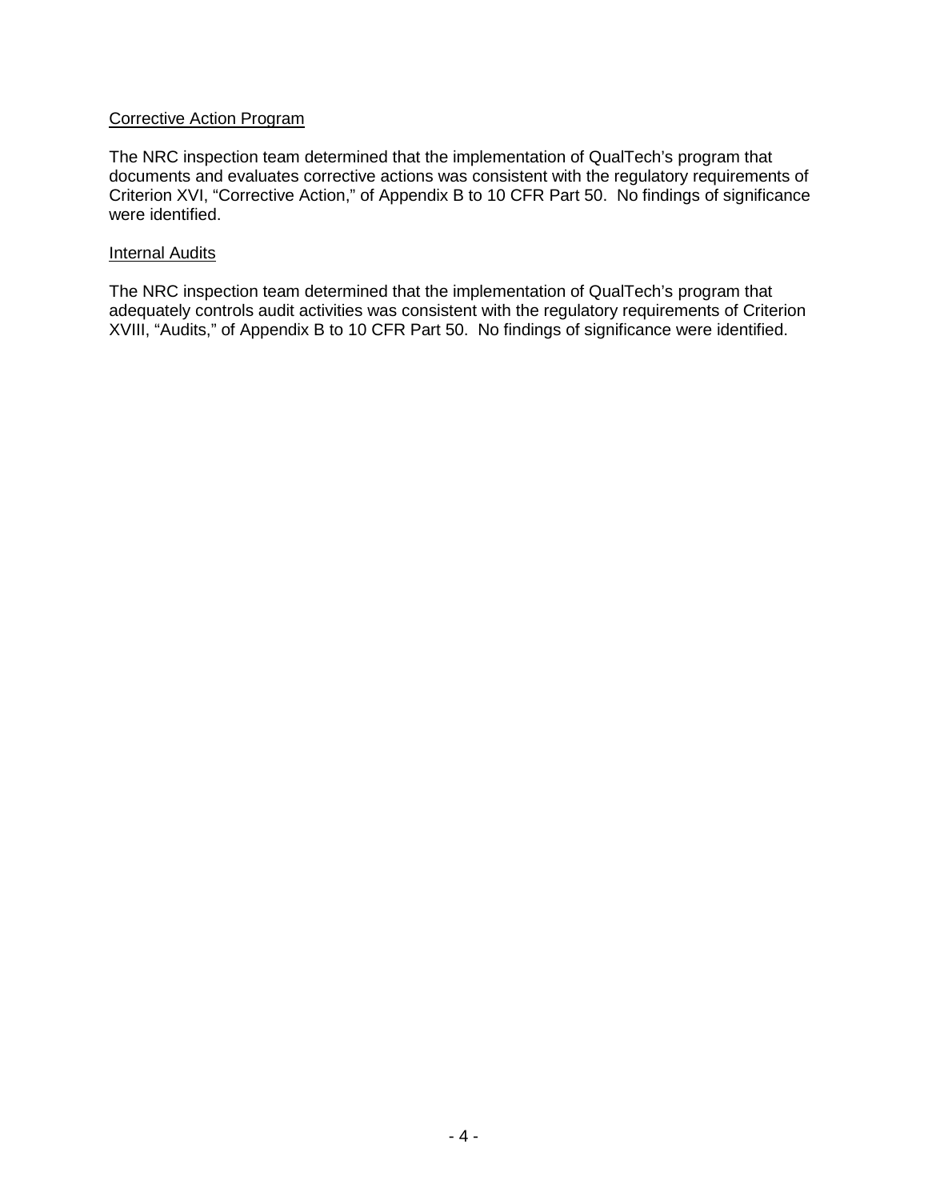Corrective Action Program

The NRC inspection team determined that the implementation of QualTech's program that documents and evaluates corrective actions was consistent with the regulatory requirements of Criterion XVI, "Corrective Action," of Appendix B to 10 CFR Part 50. No findings of significance were identified.

Internal Audits

The NRC inspection team determined that the implementation of QualTech's program that adequately controls audit activities was consistent with the regulatory requirements of Criterion XVIII, "Audits," of Appendix B to 10 CFR Part 50. No findings of significance were identified.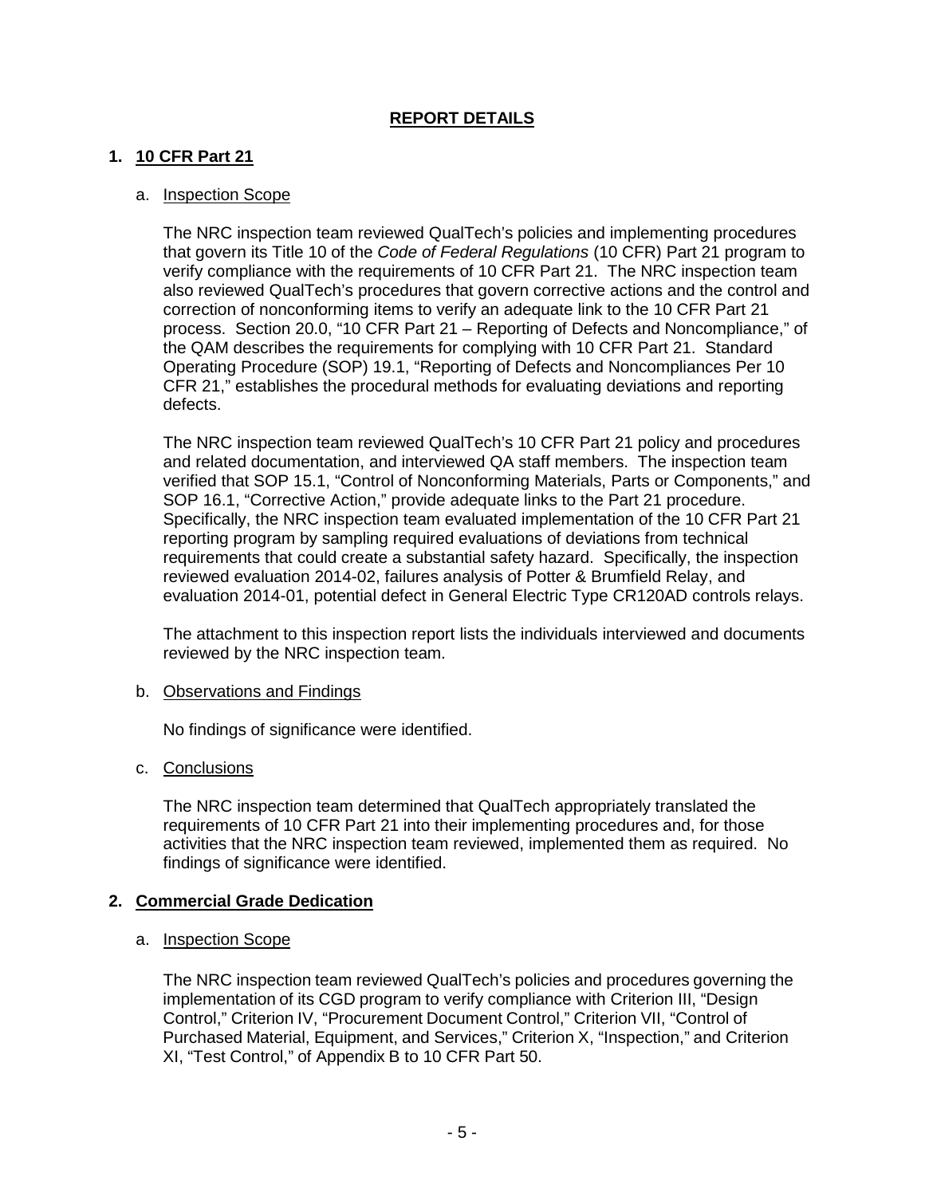# REPORT DETAILS

## 1. 10 CFR Part 21

### a. Inspection Scope

The NRC inspection team reviewed QualTech's policies and implementing procedures that govern its Title 10 of the *Code of Federal Regulations* (10 CFR) Part 21 program to verify compliance with the requirements of 10 CFR Part 21. The NRC inspection team also reviewed QualTech's procedures that govern corrective actions and the control and correction of nonconforming items to verify an adequate link to the 10 CFR Part 21 process. Section 20.0, "10 CFR Part 21 – Reporting of Defects and Noncompliance," of the QAM describes the requirements for complying with 10 CFR Part 21. Standard Operating Procedure (SOP) 19.1, "Reporting of Defects and Noncompliances Per 10 CFR 21," establishes the procedural methods for evaluating deviations and reporting defects.

The NRC inspection team reviewed QualTech's 10 CFR Part 21 policy and procedures and related documentation, and interviewed QA staff members. The inspection team verified that SOP 15.1, "Control of Nonconforming Materials, Parts or Components," and SOP 16.1, "Corrective Action," provide adequate links to the Part 21 procedure. Specifically, the NRC inspection team evaluated implementation of the 10 CFR Part 21 reporting program by sampling required evaluations of deviations from technical requirements that could create a substantial safety hazard. Specifically, the inspection reviewed evaluation 2014-02, failures analysis of Potter & Brumfield Relay, and evaluation 2014-01, potential defect in General Electric Type CR120AD controls relays.

The attachment to this inspection report lists the individuals interviewed and documents reviewed by the NRC inspection team.

### b. Observations and Findings

No findings of significance were identified.

### c. Conclusions

The NRC inspection team determined that QualTech appropriately translated the requirements of 10 CFR Part 21 into their implementing procedures and, for those activities that the NRC inspection team reviewed, implemented them as required. No findings of significance were identified.

## 2. Commercial Grade Dedication

### a. Inspection Scope

The NRC inspection team reviewed QualTech's policies and procedures governing the implementation of its CGD program to verify compliance with Criterion III, "Design Control," Criterion IV, "Procurement Document Control," Criterion VII, "Control of Purchased Material, Equipment, and Services," Criterion X, "Inspection," and Criterion XI, "Test Control," of Appendix B to 10 CFR Part 50.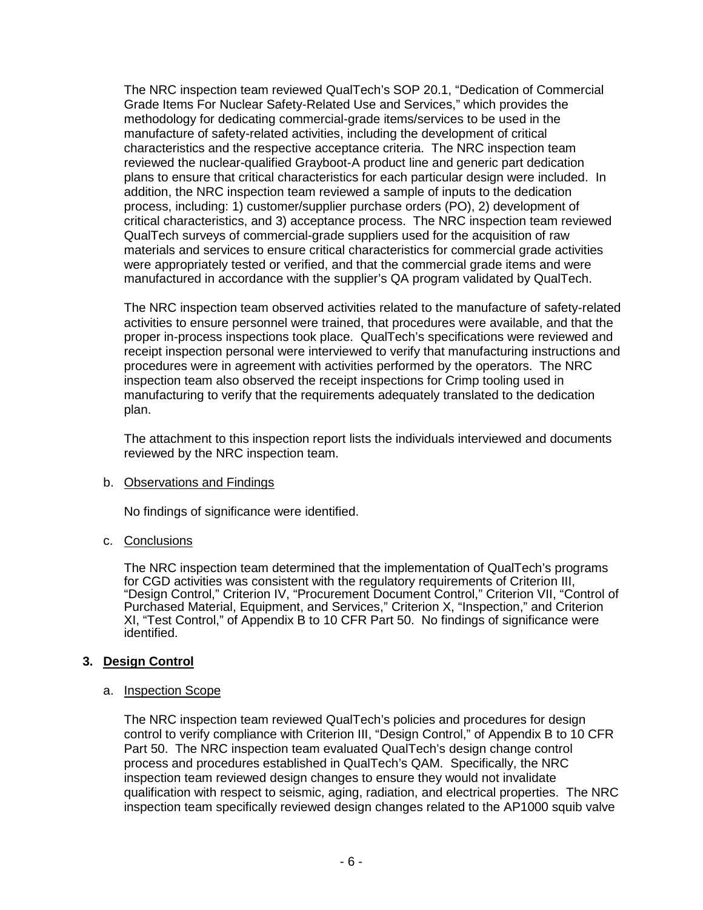The NRC inspection team reviewed QualTech's SOP 20.1, "Dedication of Commercial Grade Items For Nuclear Safety-Related Use and Services," which provides the methodology for dedicating commercial-grade items/services to be used in the manufacture of safety-related activities, including the development of critical characteristics and the respective acceptance criteria. The NRC inspection team reviewed the nuclear-qualified Grayboot-A product line and generic part dedication plans to ensure that critical characteristics for each particular design were included. In addition, the NRC inspection team reviewed a sample of inputs to the dedication process, including: 1) customer/supplier purchase orders (PO), 2) development of critical characteristics, and 3) acceptance process. The NRC inspection team reviewed QualTech surveys of commercial-grade suppliers used for the acquisition of raw materials and services to ensure critical characteristics for commercial grade activities were appropriately tested or verified, and that the commercial grade items and were manufactured in accordance with the supplier's QA program validated by QualTech.

The NRC inspection team observed activities related to the manufacture of safety-related activities to ensure personnel were trained, that procedures were available, and that the proper in-process inspections took place. QualTech's specifications were reviewed and receipt inspection personal were interviewed to verify that manufacturing instructions and procedures were in agreement with activities performed by the operators. The NRC inspection team also observed the receipt inspections for Crimp tooling used in manufacturing to verify that the requirements adequately translated to the dedication plan.

The attachment to this inspection report lists the individuals interviewed and documents reviewed by the NRC inspection team.

b. Observations and Findings

No findings of significance were identified.

c. Conclusions

The NRC inspection team determined that the implementation of QualTech's programs for CGD activities was consistent with the regulatory requirements of Criterion III, "Design Control," Criterion IV, "Procurement Document Control," Criterion VII, "Control of Purchased Material, Equipment, and Services," Criterion X, "Inspection," and Criterion XI, "Test Control," of Appendix B to 10 CFR Part 50. No findings of significance were identified.

## 3. Design Control

a. Inspection Scope

The NRC inspection team reviewed QualTech's policies and procedures for design control to verify compliance with Criterion III, "Design Control," of Appendix B to 10 CFR Part 50. The NRC inspection team evaluated QualTech's design change control process and procedures established in QualTech's QAM. Specifically, the NRC inspection team reviewed design changes to ensure they would not invalidate qualification with respect to seismic, aging, radiation, and electrical properties. The NRC inspection team specifically reviewed design changes related to the AP1000 squib valve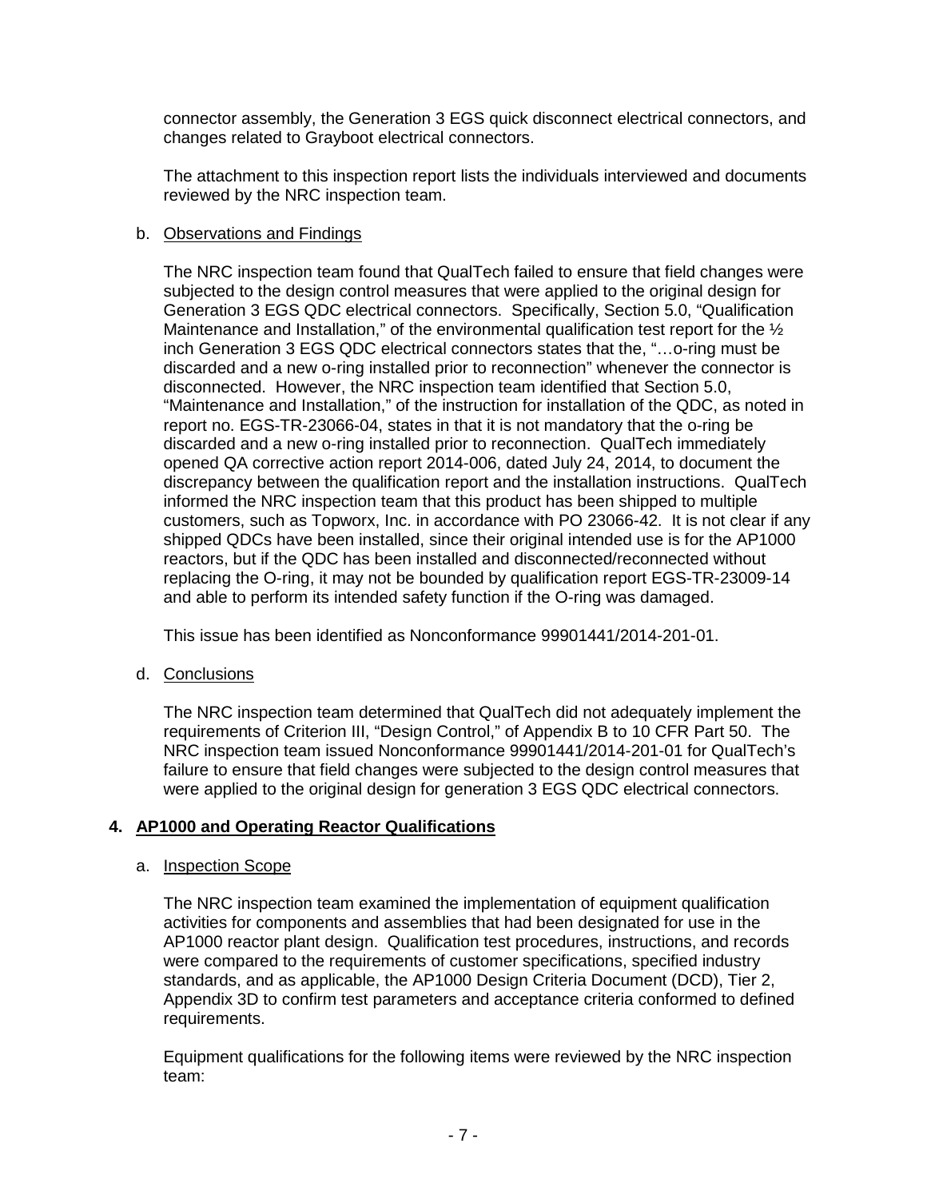connector assembly, the Generation 3 EGS quick disconnect electrical connectors, and changes related to Grayboot electrical connectors.

The attachment to this inspection report lists the individuals interviewed and documents reviewed by the NRC inspection team.

b. Observations and Findings

The NRC inspection team found that QualTech failed to ensure that field changes were subjected to the design control measures that were applied to the original design for Generation 3 EGS QDC electrical connectors. Specifically, Section 5.0, "Qualification Maintenance and Installation," of the environmental qualification test report for the ½ inch Generation 3 EGS QDC electrical connectors states that the, "…o-ring must be discarded and a new o-ring installed prior to reconnection" whenever the connector is disconnected. However, the NRC inspection team identified that Section 5.0, "Maintenance and Installation," of the instruction for installation of the QDC, as noted in report no. EGS-TR-23066-04, states in that it is not mandatory that the o-ring be discarded and a new o-ring installed prior to reconnection. QualTech immediately opened QA corrective action report 2014-006, dated July 24, 2014, to document the discrepancy between the qualification report and the installation instructions. QualTech informed the NRC inspection team that this product has been shipped to multiple customers, such as Topworx, Inc. in accordance with PO 23066-42. It is not clear if any shipped QDCs have been installed, since their original intended use is for the AP1000 reactors, but if the QDC has been installed and disconnected/reconnected without replacing the O-ring, it may not be bounded by qualification report EGS-TR-23009-14 and able to perform its intended safety function if the O-ring was damaged.

This issue has been identified as Nonconformance 99901441/2014-201-01.

d. Conclusions

The NRC inspection team determined that QualTech did not adequately implement the requirements of Criterion III, "Design Control," of Appendix B to 10 CFR Part 50. The NRC inspection team issued Nonconformance 99901441/2014-201-01 for QualTech's failure to ensure that field changes were subjected to the design control measures that were applied to the original design for generation 3 EGS QDC electrical connectors.

## 4. AP1000 and Operating Reactor Qualifications

a. Inspection Scope

The NRC inspection team examined the implementation of equipment qualification activities for components and assemblies that had been designated for use in the AP1000 reactor plant design. Qualification test procedures, instructions, and records were compared to the requirements of customer specifications, specified industry standards, and as applicable, the AP1000 Design Criteria Document (DCD), Tier 2, Appendix 3D to confirm test parameters and acceptance criteria conformed to defined requirements.

Equipment qualifications for the following items were reviewed by the NRC inspection team: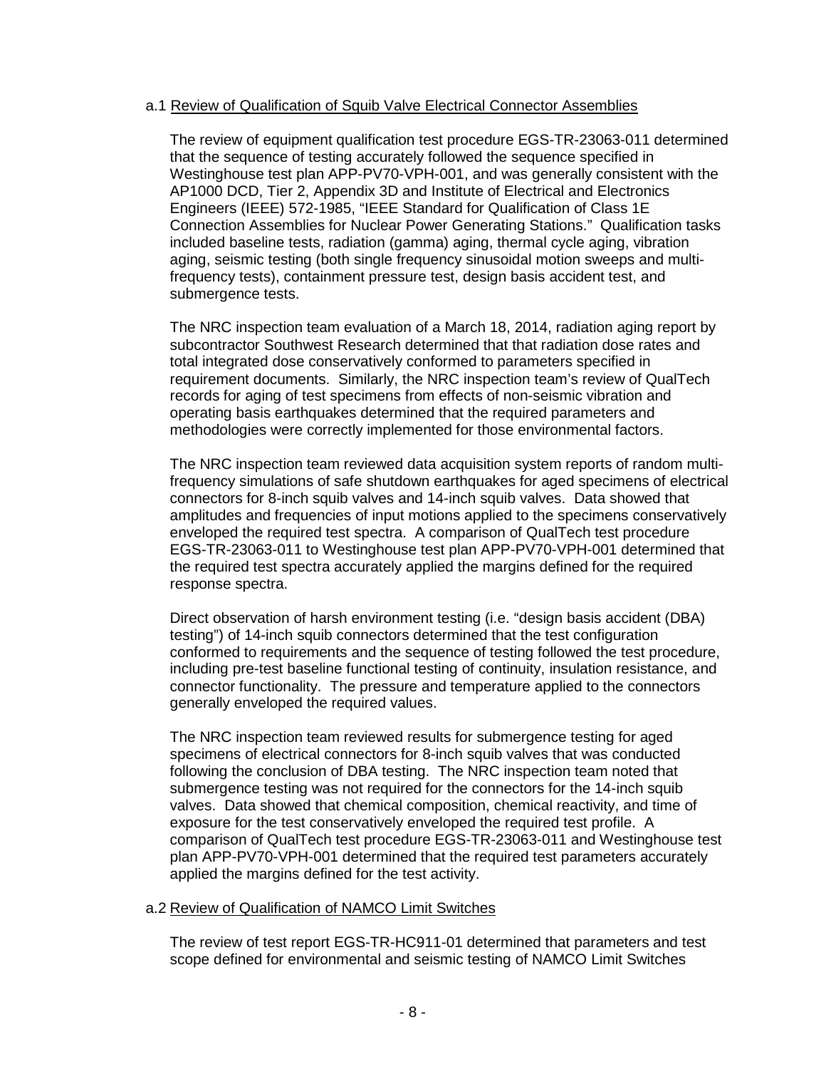a.1 Review of Qualification of Squib Valve Electrical Connector Assemblies

The review of equipment qualification test procedure EGS-TR-23063-011 determined that the sequence of testing accurately followed the sequence specified in Westinghouse test plan APP-PV70-VPH-001, and was generally consistent with the AP1000 DCD, Tier 2, Appendix 3D and Institute of Electrical and Electronics Engineers (IEEE) 572-1985, "IEEE Standard for Qualification of Class 1E Connection Assemblies for Nuclear Power Generating Stations." Qualification tasks included baseline tests, radiation (gamma) aging, thermal cycle aging, vibration aging, seismic testing (both single frequency sinusoidal motion sweeps and multi-frequency tests), containment pressure test, design basis accident test, and submergence tests.

The NRC inspection team evaluation of a March 18, 2014, radiation aging report by subcontractor Southwest Research determined that that radiation dose rates and total integrated dose conservatively conformed to parameters specified in requirement documents. Similarly, the NRC inspection team's review of QualTech records for aging of test specimens from effects of non-seismic vibration and operating basis earthquakes determined that the required parameters and methodologies were correctly implemented for those environmental factors.

The NRC inspection team reviewed data acquisition system reports of random multi-frequency simulations of safe shutdown earthquakes for aged specimens of electrical connectors for 8-inch squib valves and 14-inch squib valves. Data showed that amplitudes and frequencies of input motions applied to the specimens conservatively enveloped the required test spectra. A comparison of QualTech test procedure EGS-TR-23063-011 to Westinghouse test plan APP-PV70-VPH-001 determined that the required test spectra accurately applied the margins defined for the required response spectra.

Direct observation of harsh environment testing (i.e. "design basis accident (DBA) testing") of 14-inch squib connectors determined that the test configuration conformed to requirements and the sequence of testing followed the test procedure, including pre-test baseline functional testing of continuity, insulation resistance, and connector functionality. The pressure and temperature applied to the connectors generally enveloped the required values.

The NRC inspection team reviewed results for submergence testing for aged specimens of electrical connectors for 8-inch squib valves that was conducted following the conclusion of DBA testing. The NRC inspection team noted that submergence testing was not required for the connectors for the 14-inch squib valves. Data showed that chemical composition, chemical reactivity, and time of exposure for the test conservatively enveloped the required test profile. A comparison of QualTech test procedure EGS-TR-23063-011 and Westinghouse test plan APP-PV70-VPH-001 determined that the required test parameters accurately applied the margins defined for the test activity.

a.2 Review of Qualification of NAMCO Limit Switches

The review of test report EGS-TR-HC911-01 determined that parameters and test scope defined for environmental and seismic testing of NAMCO Limit Switches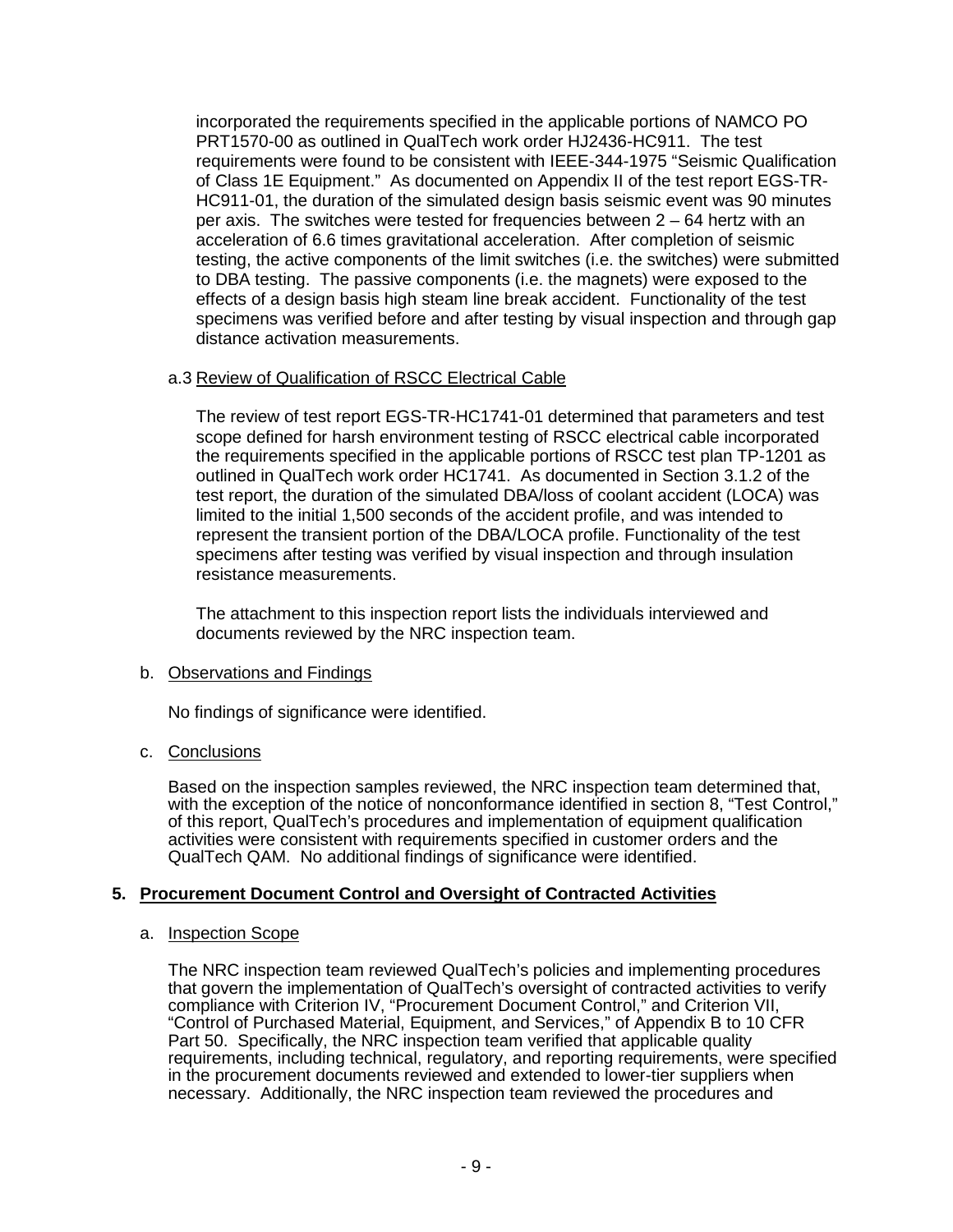incorporated the requirements specified in the applicable portions of NAMCO PO PRT1570-00 as outlined in QualTech work order HJ2436-HC911. The test requirements were found to be consistent with IEEE-344-1975 "Seismic Qualification of Class 1E Equipment." As documented on Appendix II of the test report EGS-TR-HC911-01, the duration of the simulated design basis seismic event was 90 minutes per axis. The switches were tested for frequencies between 2 – 64 hertz with an acceleration of 6.6 times gravitational acceleration. After completion of seismic testing, the active components of the limit switches (i.e. the switches) were submitted to DBA testing. The passive components (i.e. the magnets) were exposed to the effects of a design basis high steam line break accident. Functionality of the test specimens was verified before and after testing by visual inspection and through gap distance activation measurements.

a.3 Review of Qualification of RSCC Electrical Cable

The review of test report EGS-TR-HC1741-01 determined that parameters and test scope defined for harsh environment testing of RSCC electrical cable incorporated the requirements specified in the applicable portions of RSCC test plan TP-1201 as outlined in QualTech work order HC1741. As documented in Section 3.1.2 of the test report, the duration of the simulated DBA/loss of coolant accident (LOCA) was limited to the initial 1,500 seconds of the accident profile, and was intended to represent the transient portion of the DBA/LOCA profile. Functionality of the test specimens after testing was verified by visual inspection and through insulation resistance measurements.

The attachment to this inspection report lists the individuals interviewed and documents reviewed by the NRC inspection team.

b. Observations and Findings

No findings of significance were identified.

c. Conclusions

Based on the inspection samples reviewed, the NRC inspection team determined that, with the exception of the notice of nonconformance identified in section 8, "Test Control," of this report, QualTech's procedures and implementation of equipment qualification activities were consistent with requirements specified in customer orders and the QualTech QAM. No additional findings of significance were identified.

## 5. Procurement Document Control and Oversight of Contracted Activities

a. Inspection Scope

The NRC inspection team reviewed QualTech's policies and implementing procedures that govern the implementation of QualTech's oversight of contracted activities to verify compliance with Criterion IV, "Procurement Document Control," and Criterion VII, "Control of Purchased Material, Equipment, and Services," of Appendix B to 10 CFR Part 50. Specifically, the NRC inspection team verified that applicable quality requirements, including technical, regulatory, and reporting requirements, were specified in the procurement documents reviewed and extended to lower-tier suppliers when necessary. Additionally, the NRC inspection team reviewed the procedures and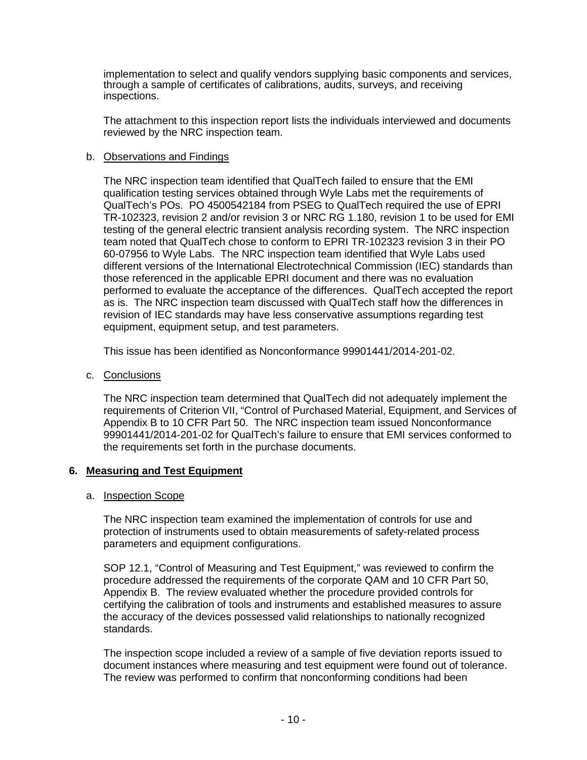implementation to select and qualify vendors supplying basic components and services, through a sample of certificates of calibrations, audits, surveys, and receiving inspections.

The attachment to this inspection report lists the individuals interviewed and documents reviewed by the NRC inspection team.

b. Observations and Findings

The NRC inspection team identified that QualTech failed to ensure that the EMI qualification testing services obtained through Wyle Labs met the requirements of QualTech's POs. PO 4500542184 from PSEG to QualTech required the use of EPRI TR-102323, revision 2 and/or revision 3 or NRC RG 1.180, revision 1 to be used for EMI testing of the general electric transient analysis recording system. The NRC inspection team noted that QualTech chose to conform to EPRI TR-102323 revision 3 in their PO 60-07956 to Wyle Labs. The NRC inspection team identified that Wyle Labs used different versions of the International Electrotechnical Commission (IEC) standards than those referenced in the applicable EPRI document and there was no evaluation performed to evaluate the acceptance of the differences. QualTech accepted the report as is. The NRC inspection team discussed with QualTech staff how the differences in revision of IEC standards may have less conservative assumptions regarding test equipment, equipment setup, and test parameters.

This issue has been identified as Nonconformance 99901441/2014-201-02.

c. Conclusions

The NRC inspection team determined that QualTech did not adequately implement the requirements of Criterion VII, "Control of Purchased Material, Equipment, and Services of Appendix B to 10 CFR Part 50. The NRC inspection team issued Nonconformance 99901441/2014-201-02 for QualTech's failure to ensure that EMI services conformed to the requirements set forth in the purchase documents.

## 6. Measuring and Test Equipment

a. Inspection Scope

The NRC inspection team examined the implementation of controls for use and protection of instruments used to obtain measurements of safety-related process parameters and equipment configurations.

SOP 12.1, "Control of Measuring and Test Equipment," was reviewed to confirm the procedure addressed the requirements of the corporate QAM and 10 CFR Part 50, Appendix B. The review evaluated whether the procedure provided controls for certifying the calibration of tools and instruments and established measures to assure the accuracy of the devices possessed valid relationships to nationally recognized standards.

The inspection scope included a review of a sample of five deviation reports issued to document instances where measuring and test equipment were found out of tolerance. The review was performed to confirm that nonconforming conditions had been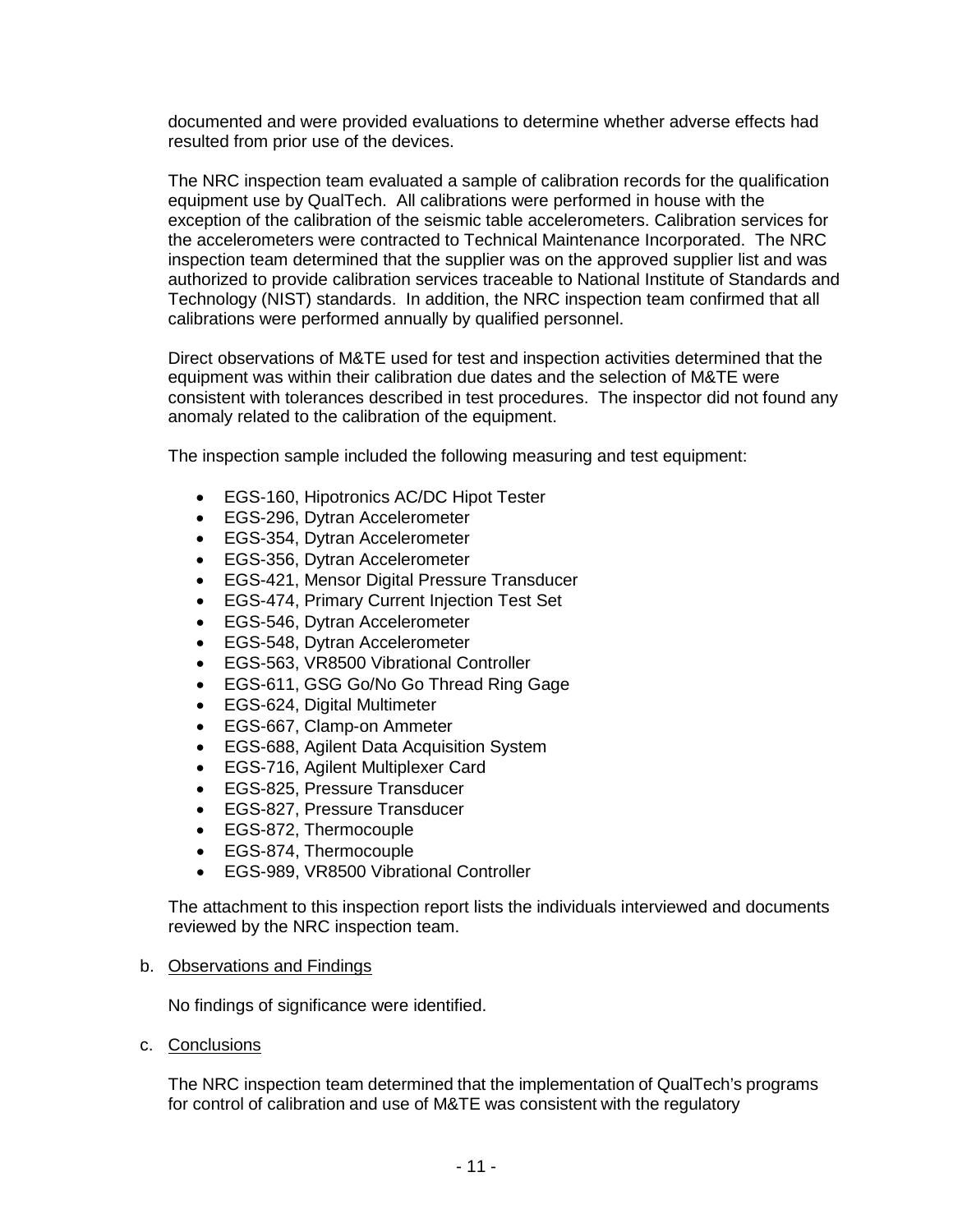documented and were provided evaluations to determine whether adverse effects had resulted from prior use of the devices.

The NRC inspection team evaluated a sample of calibration records for the qualification equipment use by QualTech. All calibrations were performed in house with the exception of the calibration of the seismic table accelerometers. Calibration services for the accelerometers were contracted to Technical Maintenance Incorporated. The NRC inspection team determined that the supplier was on the approved supplier list and was authorized to provide calibration services traceable to National Institute of Standards and Technology (NIST) standards. In addition, the NRC inspection team confirmed that all calibrations were performed annually by qualified personnel.

Direct observations of M&TE used for test and inspection activities determined that the equipment was within their calibration due dates and the selection of M&TE were consistent with tolerances described in test procedures. The inspector did not found any anomaly related to the calibration of the equipment.

The inspection sample included the following measuring and test equipment:

- EGS-160, Hipotronics AC/DC Hipot Tester
- EGS-296, Dytran Accelerometer
- EGS-354, Dytran Accelerometer
- EGS-356, Dytran Accelerometer
- EGS-421, Mensor Digital Pressure Transducer
- EGS-474, Primary Current Injection Test Set
- EGS-546, Dytran Accelerometer
- EGS-548, Dytran Accelerometer
- EGS-563, VR8500 Vibrational Controller
- EGS-611, GSG Go/No Go Thread Ring Gage
- EGS-624, Digital Multimeter
- EGS-667, Clamp-on Ammeter
- EGS-688, Agilent Data Acquisition System
- EGS-716, Agilent Multiplexer Card
- EGS-825, Pressure Transducer
- EGS-827, Pressure Transducer
- EGS-872, Thermocouple
- EGS-874, Thermocouple
- EGS-989, VR8500 Vibrational Controller

The attachment to this inspection report lists the individuals interviewed and documents reviewed by the NRC inspection team.

b. Observations and Findings

No findings of significance were identified.

c. Conclusions

The NRC inspection team determined that the implementation of QualTech's programs for control of calibration and use of M&TE was consistent with the regulatory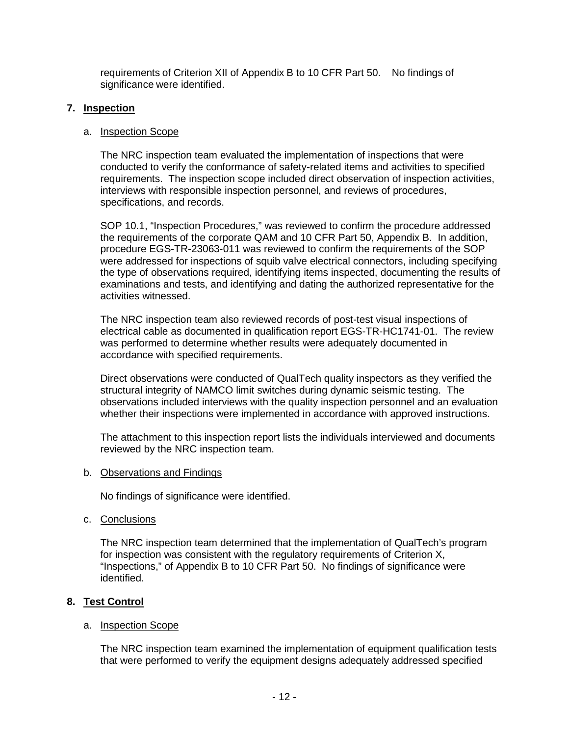requirements of Criterion XII of Appendix B to 10 CFR Part 50. No findings of significance were identified.

## 7. Inspection

a. Inspection Scope

The NRC inspection team evaluated the implementation of inspections that were conducted to verify the conformance of safety-related items and activities to specified requirements. The inspection scope included direct observation of inspection activities, interviews with responsible inspection personnel, and reviews of procedures, specifications, and records.

SOP 10.1, "Inspection Procedures," was reviewed to confirm the procedure addressed the requirements of the corporate QAM and 10 CFR Part 50, Appendix B. In addition, procedure EGS-TR-23063-011 was reviewed to confirm the requirements of the SOP were addressed for inspections of squib valve electrical connectors, including specifying the type of observations required, identifying items inspected, documenting the results of examinations and tests, and identifying and dating the authorized representative for the activities witnessed.

The NRC inspection team also reviewed records of post-test visual inspections of electrical cable as documented in qualification report EGS-TR-HC1741-01. The review was performed to determine whether results were adequately documented in accordance with specified requirements.

Direct observations were conducted of QualTech quality inspectors as they verified the structural integrity of NAMCO limit switches during dynamic seismic testing. The observations included interviews with the quality inspection personnel and an evaluation whether their inspections were implemented in accordance with approved instructions.

The attachment to this inspection report lists the individuals interviewed and documents reviewed by the NRC inspection team.

b. Observations and Findings

No findings of significance were identified.

c. Conclusions

The NRC inspection team determined that the implementation of QualTech's program for inspection was consistent with the regulatory requirements of Criterion X, "Inspections," of Appendix B to 10 CFR Part 50. No findings of significance were identified.

## 8. Test Control

a. Inspection Scope

The NRC inspection team examined the implementation of equipment qualification tests that were performed to verify the equipment designs adequately addressed specified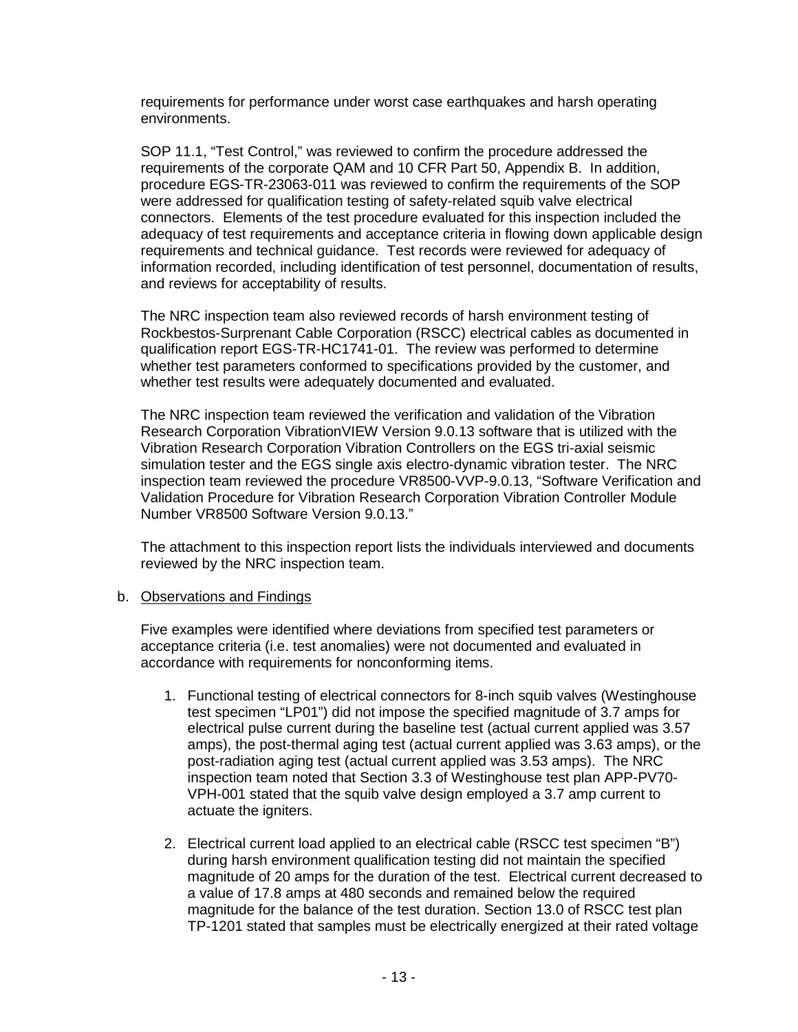requirements for performance under worst case earthquakes and harsh operating environments.

SOP 11.1, "Test Control," was reviewed to confirm the procedure addressed the requirements of the corporate QAM and 10 CFR Part 50, Appendix B. In addition, procedure EGS-TR-23063-011 was reviewed to confirm the requirements of the SOP were addressed for qualification testing of safety-related squib valve electrical connectors. Elements of the test procedure evaluated for this inspection included the adequacy of test requirements and acceptance criteria in flowing down applicable design requirements and technical guidance. Test records were reviewed for adequacy of information recorded, including identification of test personnel, documentation of results, and reviews for acceptability of results.

The NRC inspection team also reviewed records of harsh environment testing of Rockbestos-Surprenant Cable Corporation (RSCC) electrical cables as documented in qualification report EGS-TR-HC1741-01. The review was performed to determine whether test parameters conformed to specifications provided by the customer, and whether test results were adequately documented and evaluated.

The NRC inspection team reviewed the verification and validation of the Vibration Research Corporation VibrationVIEW Version 9.0.13 software that is utilized with the Vibration Research Corporation Vibration Controllers on the EGS tri-axial seismic simulation tester and the EGS single axis electro-dynamic vibration tester. The NRC inspection team reviewed the procedure VR8500-VVP-9.0.13, "Software Verification and Validation Procedure for Vibration Research Corporation Vibration Controller Module Number VR8500 Software Version 9.0.13."

The attachment to this inspection report lists the individuals interviewed and documents reviewed by the NRC inspection team.

b. Observations and Findings

Five examples were identified where deviations from specified test parameters or acceptance criteria (i.e. test anomalies) were not documented and evaluated in accordance with requirements for nonconforming items.

1. Functional testing of electrical connectors for 8-inch squib valves (Westinghouse test specimen "LP01") did not impose the specified magnitude of 3.7 amps for electrical pulse current during the baseline test (actual current applied was 3.57 amps), the post-thermal aging test (actual current applied was 3.63 amps), or the post-radiation aging test (actual current applied was 3.53 amps). The NRC inspection team noted that Section 3.3 of Westinghouse test plan APP-PV70-VPH-001 stated that the squib valve design employed a 3.7 amp current to actuate the igniters.

2. Electrical current load applied to an electrical cable (RSCC test specimen "B") during harsh environment qualification testing did not maintain the specified magnitude of 20 amps for the duration of the test. Electrical current decreased to a value of 17.8 amps at 480 seconds and remained below the required magnitude for the balance of the test duration. Section 13.0 of RSCC test plan TP-1201 stated that samples must be electrically energized at their rated voltage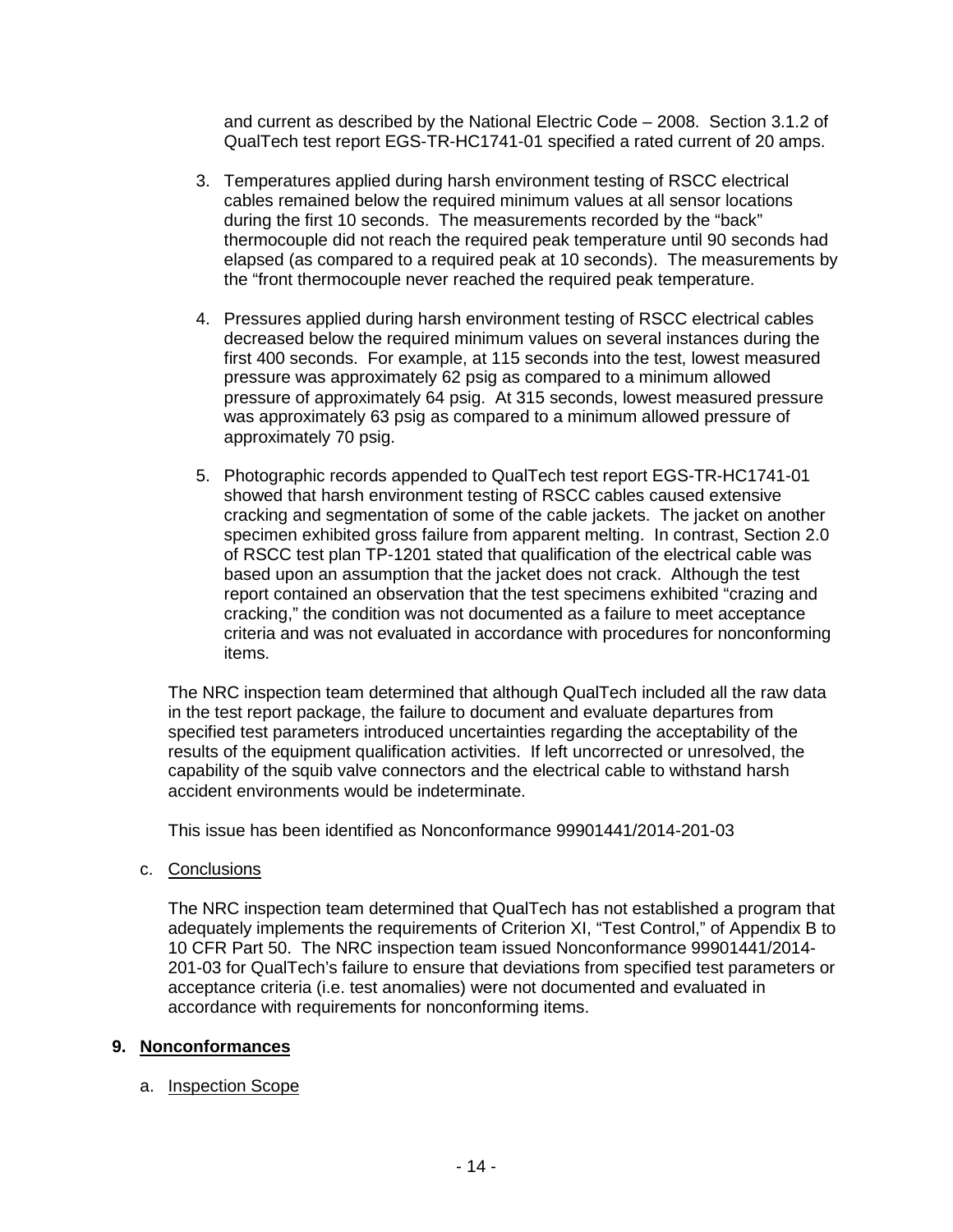and current as described by the National Electric Code – 2008. Section 3.1.2 of QualTech test report EGS-TR-HC1741-01 specified a rated current of 20 amps.

3. Temperatures applied during harsh environment testing of RSCC electrical cables remained below the required minimum values at all sensor locations during the first 10 seconds. The measurements recorded by the "back" thermocouple did not reach the required peak temperature until 90 seconds had elapsed (as compared to a required peak at 10 seconds). The measurements by the "front thermocouple never reached the required peak temperature.

4. Pressures applied during harsh environment testing of RSCC electrical cables decreased below the required minimum values on several instances during the first 400 seconds. For example, at 115 seconds into the test, lowest measured pressure was approximately 62 psig as compared to a minimum allowed pressure of approximately 64 psig. At 315 seconds, lowest measured pressure was approximately 63 psig as compared to a minimum allowed pressure of approximately 70 psig.

5. Photographic records appended to QualTech test report EGS-TR-HC1741-01 showed that harsh environment testing of RSCC cables caused extensive cracking and segmentation of some of the cable jackets. The jacket on another specimen exhibited gross failure from apparent melting. In contrast, Section 2.0 of RSCC test plan TP-1201 stated that qualification of the electrical cable was based upon an assumption that the jacket does not crack. Although the test report contained an observation that the test specimens exhibited "crazing and cracking," the condition was not documented as a failure to meet acceptance criteria and was not evaluated in accordance with procedures for nonconforming items.

The NRC inspection team determined that although QualTech included all the raw data in the test report package, the failure to document and evaluate departures from specified test parameters introduced uncertainties regarding the acceptability of the results of the equipment qualification activities. If left uncorrected or unresolved, the capability of the squib valve connectors and the electrical cable to withstand harsh accident environments would be indeterminate.

This issue has been identified as Nonconformance 99901441/2014-201-03

c. Conclusions

The NRC inspection team determined that QualTech has not established a program that adequately implements the requirements of Criterion XI, "Test Control," of Appendix B to 10 CFR Part 50. The NRC inspection team issued Nonconformance 99901441/2014-201-03 for QualTech's failure to ensure that deviations from specified test parameters or acceptance criteria (i.e. test anomalies) were not documented and evaluated in accordance with requirements for nonconforming items.

## 9. Nonconformances

a. Inspection Scope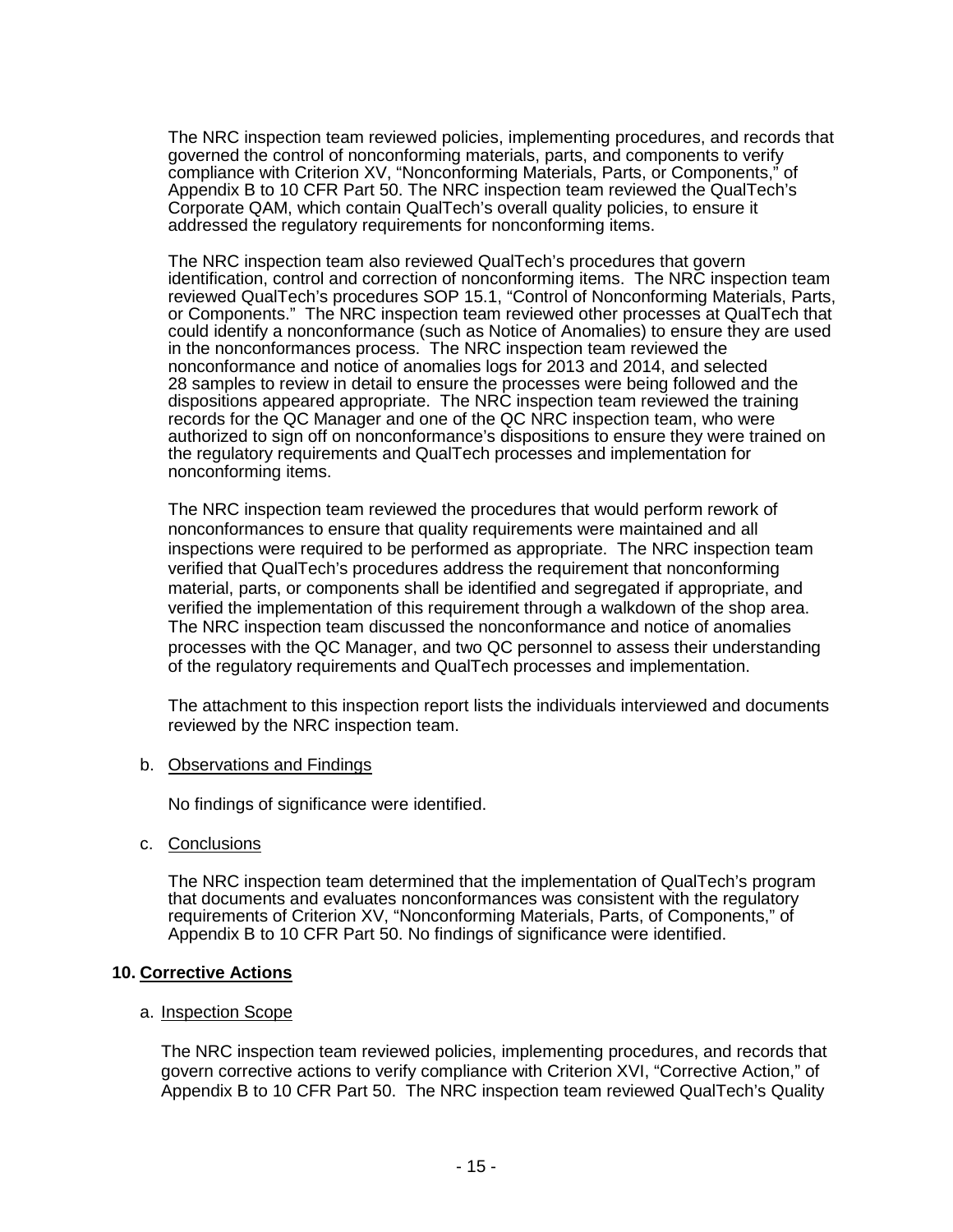The NRC inspection team reviewed policies, implementing procedures, and records that governed the control of nonconforming materials, parts, and components to verify compliance with Criterion XV, "Nonconforming Materials, Parts, or Components," of Appendix B to 10 CFR Part 50. The NRC inspection team reviewed the QualTech's Corporate QAM, which contain QualTech's overall quality policies, to ensure it addressed the regulatory requirements for nonconforming items.

The NRC inspection team also reviewed QualTech's procedures that govern identification, control and correction of nonconforming items. The NRC inspection team reviewed QualTech's procedures SOP 15.1, "Control of Nonconforming Materials, Parts, or Components." The NRC inspection team reviewed other processes at QualTech that could identify a nonconformance (such as Notice of Anomalies) to ensure they are used in the nonconformances process. The NRC inspection team reviewed the nonconformance and notice of anomalies logs for 2013 and 2014, and selected 28 samples to review in detail to ensure the processes were being followed and the dispositions appeared appropriate. The NRC inspection team reviewed the training records for the QC Manager and one of the QC NRC inspection team, who were authorized to sign off on nonconformance's dispositions to ensure they were trained on the regulatory requirements and QualTech processes and implementation for nonconforming items.

The NRC inspection team reviewed the procedures that would perform rework of nonconformances to ensure that quality requirements were maintained and all inspections were required to be performed as appropriate. The NRC inspection team verified that QualTech's procedures address the requirement that nonconforming material, parts, or components shall be identified and segregated if appropriate, and verified the implementation of this requirement through a walkdown of the shop area. The NRC inspection team discussed the nonconformance and notice of anomalies processes with the QC Manager, and two QC personnel to assess their understanding of the regulatory requirements and QualTech processes and implementation.

The attachment to this inspection report lists the individuals interviewed and documents reviewed by the NRC inspection team.

b. Observations and Findings

No findings of significance were identified.

c. Conclusions

The NRC inspection team determined that the implementation of QualTech's program that documents and evaluates nonconformances was consistent with the regulatory requirements of Criterion XV, "Nonconforming Materials, Parts, of Components," of Appendix B to 10 CFR Part 50. No findings of significance were identified.

## 10. Corrective Actions

a. Inspection Scope

The NRC inspection team reviewed policies, implementing procedures, and records that govern corrective actions to verify compliance with Criterion XVI, "Corrective Action," of Appendix B to 10 CFR Part 50. The NRC inspection team reviewed QualTech's Quality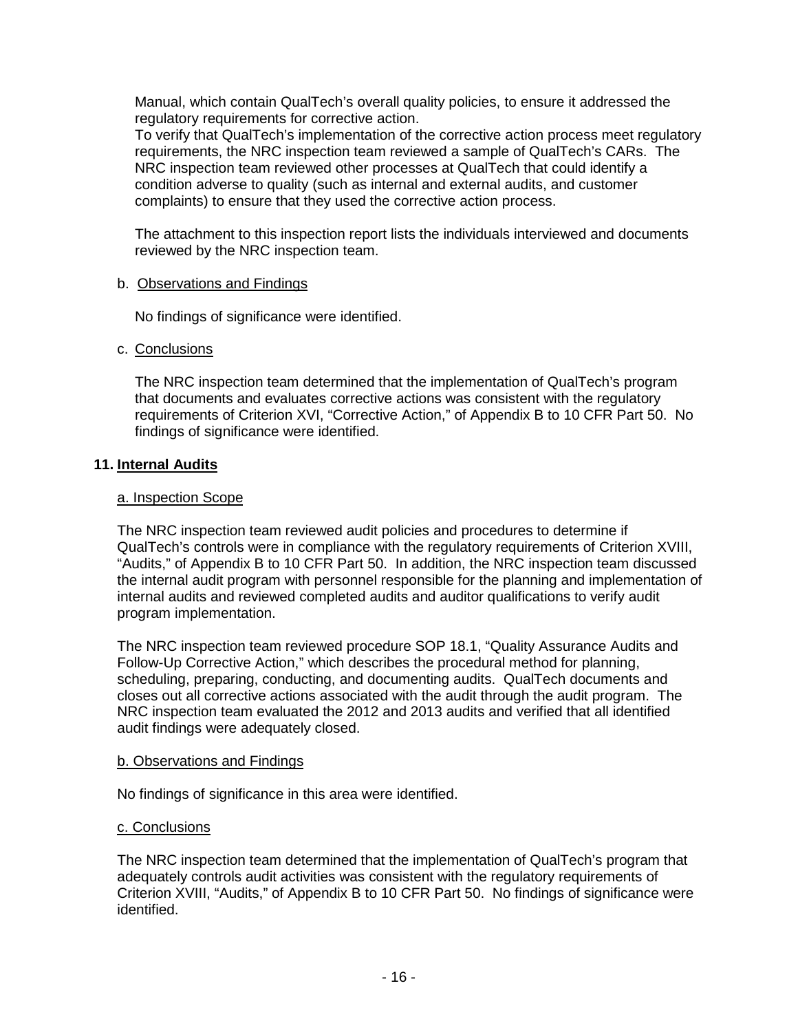Manual, which contain QualTech's overall quality policies, to ensure it addressed the regulatory requirements for corrective action.
To verify that QualTech's implementation of the corrective action process meet regulatory requirements, the NRC inspection team reviewed a sample of QualTech's CARs. The NRC inspection team reviewed other processes at QualTech that could identify a condition adverse to quality (such as internal and external audits, and customer complaints) to ensure that they used the corrective action process.

The attachment to this inspection report lists the individuals interviewed and documents reviewed by the NRC inspection team.

b. Observations and Findings

No findings of significance were identified.

c. Conclusions

The NRC inspection team determined that the implementation of QualTech's program that documents and evaluates corrective actions was consistent with the regulatory requirements of Criterion XVI, "Corrective Action," of Appendix B to 10 CFR Part 50. No findings of significance were identified.

## 11. Internal Audits

a. Inspection Scope

The NRC inspection team reviewed audit policies and procedures to determine if QualTech's controls were in compliance with the regulatory requirements of Criterion XVIII, "Audits," of Appendix B to 10 CFR Part 50. In addition, the NRC inspection team discussed the internal audit program with personnel responsible for the planning and implementation of internal audits and reviewed completed audits and auditor qualifications to verify audit program implementation.

The NRC inspection team reviewed procedure SOP 18.1, "Quality Assurance Audits and Follow-Up Corrective Action," which describes the procedural method for planning, scheduling, preparing, conducting, and documenting audits. QualTech documents and closes out all corrective actions associated with the audit through the audit program. The NRC inspection team evaluated the 2012 and 2013 audits and verified that all identified audit findings were adequately closed.

b. Observations and Findings

No findings of significance in this area were identified.

c. Conclusions

The NRC inspection team determined that the implementation of QualTech's program that adequately controls audit activities was consistent with the regulatory requirements of Criterion XVIII, "Audits," of Appendix B to 10 CFR Part 50. No findings of significance were identified.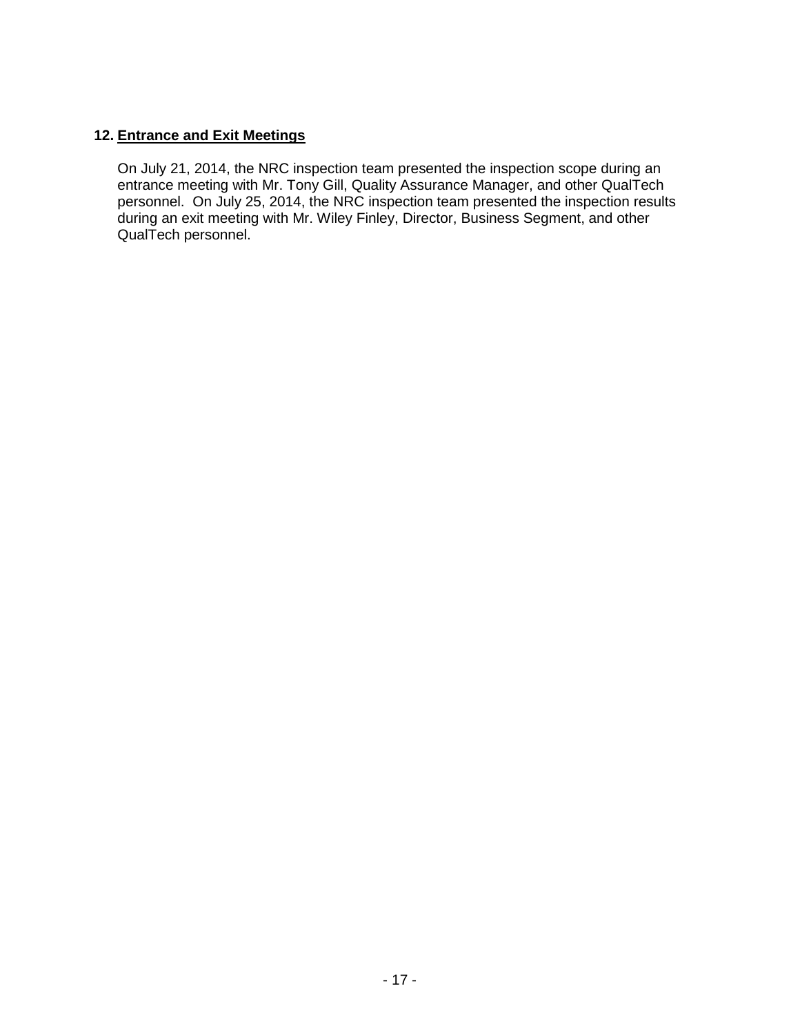## 12. Entrance and Exit Meetings

On July 21, 2014, the NRC inspection team presented the inspection scope during an entrance meeting with Mr. Tony Gill, Quality Assurance Manager, and other QualTech personnel. On July 25, 2014, the NRC inspection team presented the inspection results during an exit meeting with Mr. Wiley Finley, Director, Business Segment, and other QualTech personnel.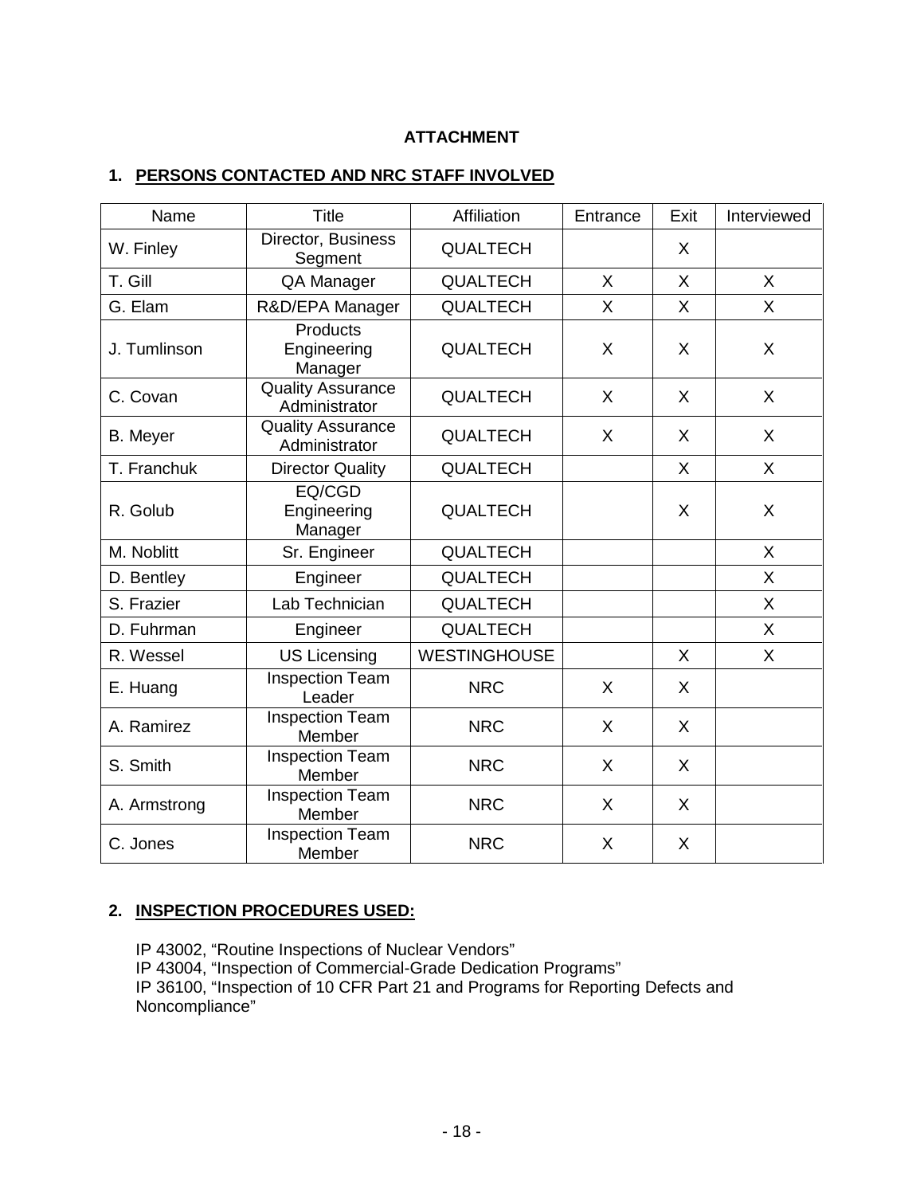**ATTACHMENT**

## 1. PERSONS CONTACTED AND NRC STAFF INVOLVED

| Name | Title | Affiliation | Entrance | Exit | Interviewed |
|---|---|---|---|---|---|
| W. Finley | Director, Business Segment | QUALTECH | | X | |
| T. Gill | QA Manager | QUALTECH | X | X | X |
| G. Elam | R&D/EPA Manager | QUALTECH | X | X | X |
| J. Tumlinson | Products Engineering Manager | QUALTECH | X | X | X |
| C. Covan | Quality Assurance Administrator | QUALTECH | X | X | X |
| B. Meyer | Quality Assurance Administrator | QUALTECH | X | X | X |
| T. Franchuk | Director Quality | QUALTECH | | X | X |
| R. Golub | EQ/CGD Engineering Manager | QUALTECH | | X | X |
| M. Noblitt | Sr. Engineer | QUALTECH | | | X |
| D. Bentley | Engineer | QUALTECH | | | X |
| S. Frazier | Lab Technician | QUALTECH | | | X |
| D. Fuhrman | Engineer | QUALTECH | | | X |
| R. Wessel | US Licensing | WESTINGHOUSE | | X | X |
| E. Huang | Inspection Team Leader | NRC | X | X | |
| A. Ramirez | Inspection Team Member | NRC | X | X | |
| S. Smith | Inspection Team Member | NRC | X | X | |
| A. Armstrong | Inspection Team Member | NRC | X | X | |
| C. Jones | Inspection Team Member | NRC | X | X | |

## 2. INSPECTION PROCEDURES USED:

IP 43002, "Routine Inspections of Nuclear Vendors"
IP 43004, "Inspection of Commercial-Grade Dedication Programs"
IP 36100, "Inspection of 10 CFR Part 21 and Programs for Reporting Defects and Noncompliance"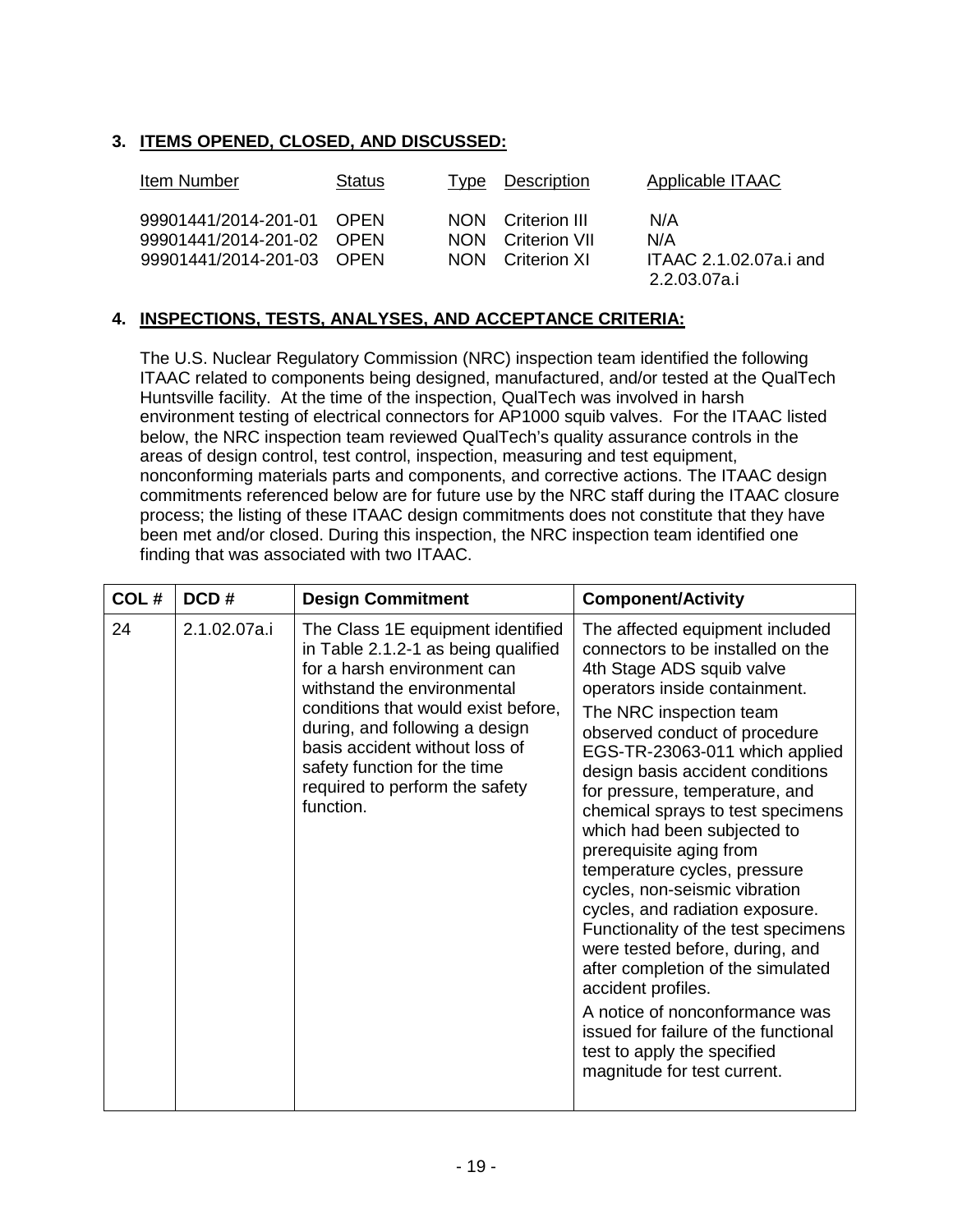## 3. ITEMS OPENED, CLOSED, AND DISCUSSED:

| Item Number | Status | Type | Description | Applicable ITAAC |
|---|---|---|---|---|
| 99901441/2014-201-01 | OPEN | NON | Criterion III | N/A |
| 99901441/2014-201-02 | OPEN | NON | Criterion VII | N/A |
| 99901441/2014-201-03 | OPEN | NON | Criterion XI | ITAAC 2.1.02.07a.i and 2.2.03.07a.i |

## 4. INSPECTIONS, TESTS, ANALYSES, AND ACCEPTANCE CRITERIA:

The U.S. Nuclear Regulatory Commission (NRC) inspection team identified the following ITAAC related to components being designed, manufactured, and/or tested at the QualTech Huntsville facility. At the time of the inspection, QualTech was involved in harsh environment testing of electrical connectors for AP1000 squib valves. For the ITAAC listed below, the NRC inspection team reviewed QualTech's quality assurance controls in the areas of design control, test control, inspection, measuring and test equipment, nonconforming materials parts and components, and corrective actions. The ITAAC design commitments referenced below are for future use by the NRC staff during the ITAAC closure process; the listing of these ITAAC design commitments does not constitute that they have been met and/or closed. During this inspection, the NRC inspection team identified one finding that was associated with two ITAAC.

| COL # | DCD # | Design Commitment | Component/Activity |
|---|---|---|---|
| 24 | 2.1.02.07a.i | The Class 1E equipment identified in Table 2.1.2-1 as being qualified for a harsh environment can withstand the environmental conditions that would exist before, during, and following a design basis accident without loss of safety function for the time required to perform the safety function. | The affected equipment included connectors to be installed on the 4th Stage ADS squib valve operators inside containment.<br><br>The NRC inspection team observed conduct of procedure EGS-TR-23063-011 which applied design basis accident conditions for pressure, temperature, and chemical sprays to test specimens which had been subjected to prerequisite aging from temperature cycles, pressure cycles, non-seismic vibration cycles, and radiation exposure. Functionality of the test specimens were tested before, during, and after completion of the simulated accident profiles.<br><br>A notice of nonconformance was issued for failure of the functional test to apply the specified magnitude for test current. |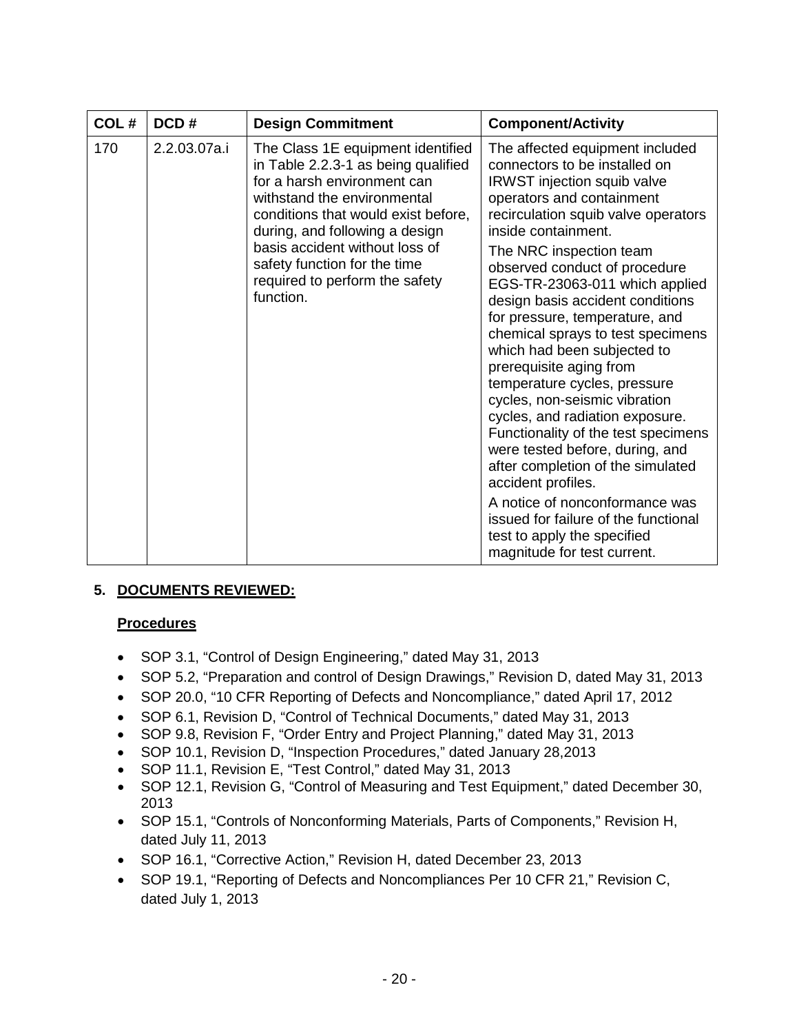| COL # | DCD # | Design Commitment | Component/Activity |
|---|---|---|---|
| 170 | 2.2.03.07a.i | The Class 1E equipment identified in Table 2.2.3-1 as being qualified for a harsh environment can withstand the environmental conditions that would exist before, during, and following a design basis accident without loss of safety function for the time required to perform the safety function. | The affected equipment included connectors to be installed on IRWST injection squib valve operators and containment recirculation squib valve operators inside containment.<br><br>The NRC inspection team observed conduct of procedure EGS-TR-23063-011 which applied design basis accident conditions for pressure, temperature, and chemical sprays to test specimens which had been subjected to prerequisite aging from temperature cycles, pressure cycles, non-seismic vibration cycles, and radiation exposure. Functionality of the test specimens were tested before, during, and after completion of the simulated accident profiles.<br><br>A notice of nonconformance was issued for failure of the functional test to apply the specified magnitude for test current. |

## 5. DOCUMENTS REVIEWED:

### Procedures

- SOP 3.1, "Control of Design Engineering," dated May 31, 2013
- SOP 5.2, "Preparation and control of Design Drawings," Revision D, dated May 31, 2013
- SOP 20.0, "10 CFR Reporting of Defects and Noncompliance," dated April 17, 2012
- SOP 6.1, Revision D, "Control of Technical Documents," dated May 31, 2013
- SOP 9.8, Revision F, "Order Entry and Project Planning," dated May 31, 2013
- SOP 10.1, Revision D, "Inspection Procedures," dated January 28,2013
- SOP 11.1, Revision E, "Test Control," dated May 31, 2013
- SOP 12.1, Revision G, "Control of Measuring and Test Equipment," dated December 30, 2013
- SOP 15.1, "Controls of Nonconforming Materials, Parts of Components," Revision H, dated July 11, 2013
- SOP 16.1, "Corrective Action," Revision H, dated December 23, 2013
- SOP 19.1, "Reporting of Defects and Noncompliances Per 10 CFR 21," Revision C, dated July 1, 2013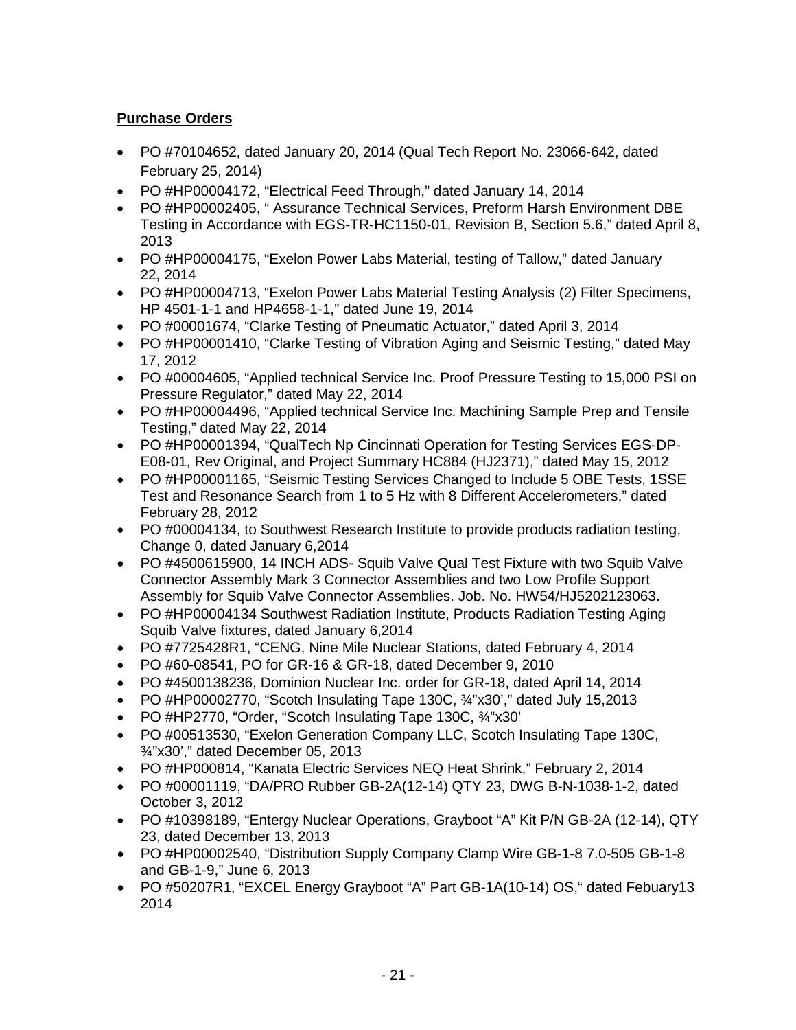**Purchase Orders**

- PO #70104652, dated January 20, 2014 (Qual Tech Report No. 23066-642, dated February 25, 2014)
- PO #HP00004172, "Electrical Feed Through," dated January 14, 2014
- PO #HP00002405, " Assurance Technical Services, Preform Harsh Environment DBE Testing in Accordance with EGS-TR-HC1150-01, Revision B, Section 5.6," dated April 8, 2013
- PO #HP00004175, "Exelon Power Labs Material, testing of Tallow," dated January 22, 2014
- PO #HP00004713, "Exelon Power Labs Material Testing Analysis (2) Filter Specimens, HP 4501-1-1 and HP4658-1-1," dated June 19, 2014
- PO #00001674, "Clarke Testing of Pneumatic Actuator," dated April 3, 2014
- PO #HP00001410, "Clarke Testing of Vibration Aging and Seismic Testing," dated May 17, 2012
- PO #00004605, "Applied technical Service Inc. Proof Pressure Testing to 15,000 PSI on Pressure Regulator," dated May 22, 2014
- PO #HP00004496, "Applied technical Service Inc. Machining Sample Prep and Tensile Testing," dated May 22, 2014
- PO #HP00001394, "QualTech Np Cincinnati Operation for Testing Services EGS-DP-E08-01, Rev Original, and Project Summary HC884 (HJ2371)," dated May 15, 2012
- PO #HP00001165, "Seismic Testing Services Changed to Include 5 OBE Tests, 1SSE Test and Resonance Search from 1 to 5 Hz with 8 Different Accelerometers," dated February 28, 2012
- PO #00004134, to Southwest Research Institute to provide products radiation testing, Change 0, dated January 6,2014
- PO #4500615900, 14 INCH ADS- Squib Valve Qual Test Fixture with two Squib Valve Connector Assembly Mark 3 Connector Assemblies and two Low Profile Support Assembly for Squib Valve Connector Assemblies. Job. No. HW54/HJ5202123063.
- PO #HP00004134 Southwest Radiation Institute, Products Radiation Testing Aging Squib Valve fixtures, dated January 6,2014
- PO #7725428R1, "CENG, Nine Mile Nuclear Stations, dated February 4, 2014
- PO #60-08541, PO for GR-16 & GR-18, dated December 9, 2010
- PO #4500138236, Dominion Nuclear Inc. order for GR-18, dated April 14, 2014
- PO #HP00002770, "Scotch Insulating Tape 130C, ¾"x30'," dated July 15,2013
- PO #HP2770, "Order, "Scotch Insulating Tape 130C, ¾"x30'
- PO #00513530, "Exelon Generation Company LLC, Scotch Insulating Tape 130C, ¾"x30'," dated December 05, 2013
- PO #HP000814, "Kanata Electric Services NEQ Heat Shrink," February 2, 2014
- PO #00001119, "DA/PRO Rubber GB-2A(12-14) QTY 23, DWG B-N-1038-1-2, dated October 3, 2012
- PO #10398189, "Entergy Nuclear Operations, Grayboot "A" Kit P/N GB-2A (12-14), QTY 23, dated December 13, 2013
- PO #HP00002540, "Distribution Supply Company Clamp Wire GB-1-8 7.0-505 GB-1-8 and GB-1-9," June 6, 2013
- PO #50207R1, "EXCEL Energy Grayboot "A" Part GB-1A(10-14) OS," dated Febuary13 2014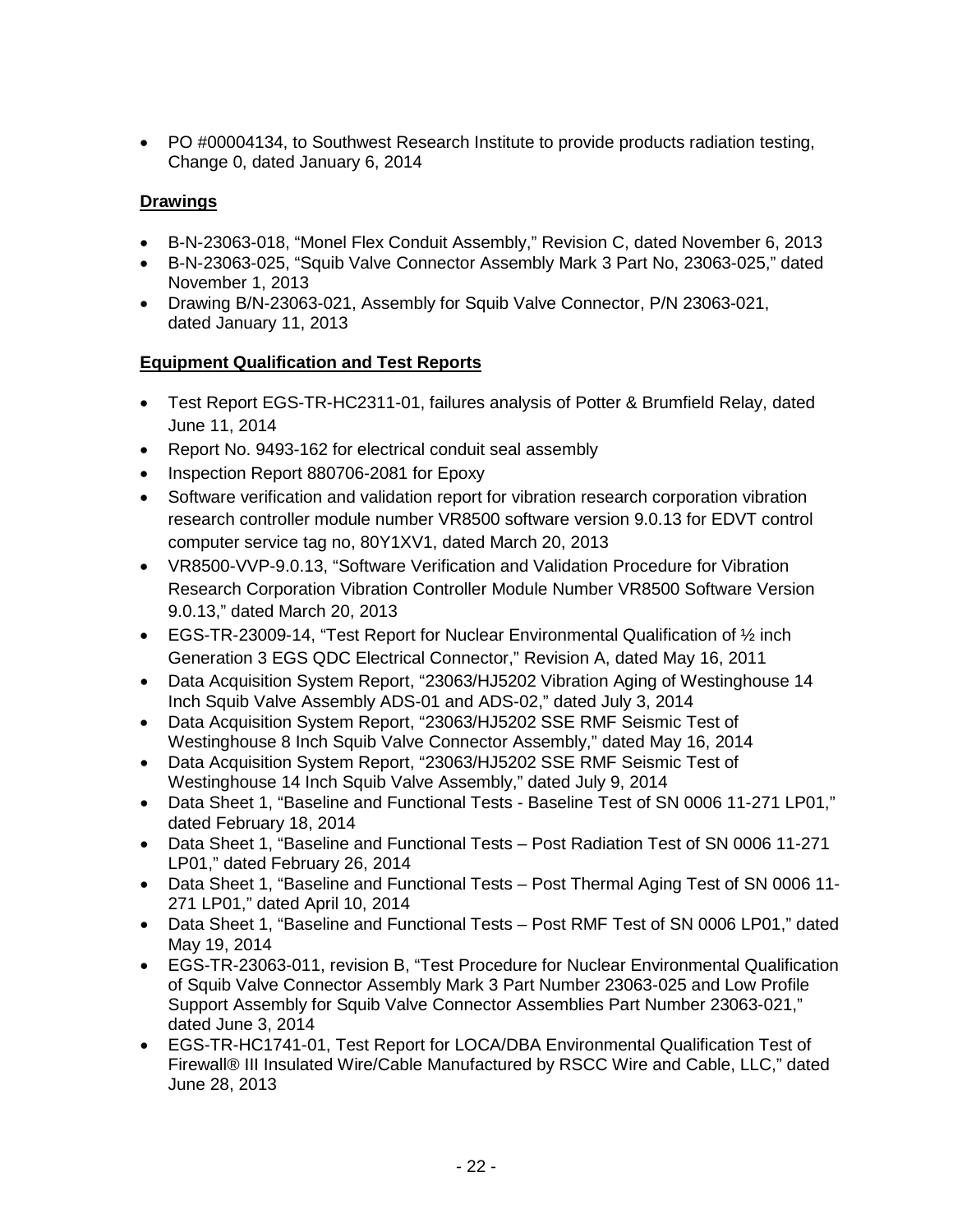- PO #00004134, to Southwest Research Institute to provide products radiation testing, Change 0, dated January 6, 2014

**Drawings**

- B-N-23063-018, "Monel Flex Conduit Assembly," Revision C, dated November 6, 2013
- B-N-23063-025, "Squib Valve Connector Assembly Mark 3 Part No, 23063-025," dated November 1, 2013
- Drawing B/N-23063-021, Assembly for Squib Valve Connector, P/N 23063-021, dated January 11, 2013

**Equipment Qualification and Test Reports**

- Test Report EGS-TR-HC2311-01, failures analysis of Potter & Brumfield Relay, dated June 11, 2014
- Report No. 9493-162 for electrical conduit seal assembly
- Inspection Report 880706-2081 for Epoxy
- Software verification and validation report for vibration research corporation vibration research controller module number VR8500 software version 9.0.13 for EDVT control computer service tag no, 80Y1XV1, dated March 20, 2013
- VR8500-VVP-9.0.13, "Software Verification and Validation Procedure for Vibration Research Corporation Vibration Controller Module Number VR8500 Software Version 9.0.13," dated March 20, 2013
- EGS-TR-23009-14, "Test Report for Nuclear Environmental Qualification of ½ inch Generation 3 EGS QDC Electrical Connector," Revision A, dated May 16, 2011
- Data Acquisition System Report, "23063/HJ5202 Vibration Aging of Westinghouse 14 Inch Squib Valve Assembly ADS-01 and ADS-02," dated July 3, 2014
- Data Acquisition System Report, "23063/HJ5202 SSE RMF Seismic Test of Westinghouse 8 Inch Squib Valve Connector Assembly," dated May 16, 2014
- Data Acquisition System Report, "23063/HJ5202 SSE RMF Seismic Test of Westinghouse 14 Inch Squib Valve Assembly," dated July 9, 2014
- Data Sheet 1, "Baseline and Functional Tests - Baseline Test of SN 0006 11-271 LP01," dated February 18, 2014
- Data Sheet 1, "Baseline and Functional Tests – Post Radiation Test of SN 0006 11-271 LP01," dated February 26, 2014
- Data Sheet 1, "Baseline and Functional Tests – Post Thermal Aging Test of SN 0006 11-271 LP01," dated April 10, 2014
- Data Sheet 1, "Baseline and Functional Tests – Post RMF Test of SN 0006 LP01," dated May 19, 2014
- EGS-TR-23063-011, revision B, "Test Procedure for Nuclear Environmental Qualification of Squib Valve Connector Assembly Mark 3 Part Number 23063-025 and Low Profile Support Assembly for Squib Valve Connector Assemblies Part Number 23063-021," dated June 3, 2014
- EGS-TR-HC1741-01, Test Report for LOCA/DBA Environmental Qualification Test of Firewall® III Insulated Wire/Cable Manufactured by RSCC Wire and Cable, LLC," dated June 28, 2013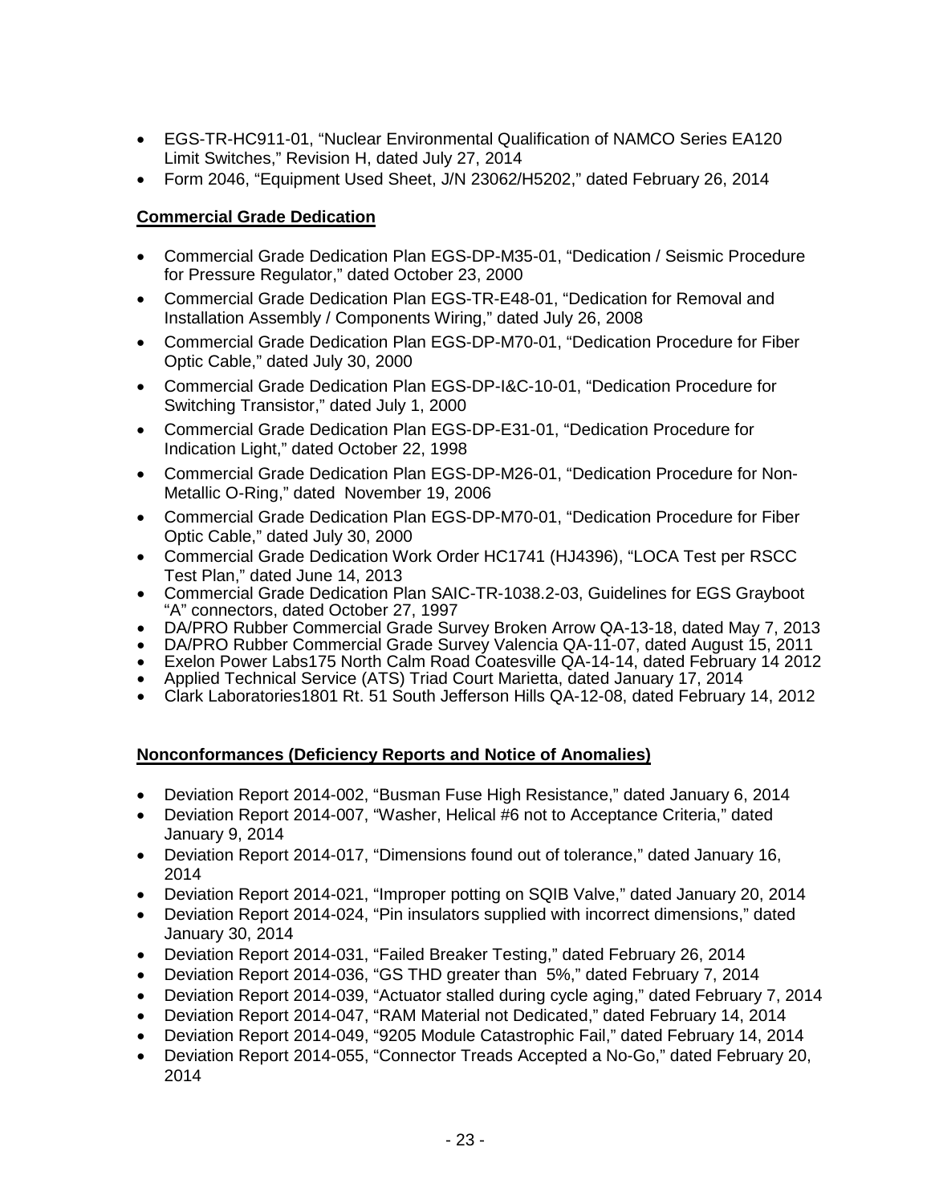- EGS-TR-HC911-01, "Nuclear Environmental Qualification of NAMCO Series EA120 Limit Switches," Revision H, dated July 27, 2014
- Form 2046, "Equipment Used Sheet, J/N 23062/H5202," dated February 26, 2014

**Commercial Grade Dedication**

- Commercial Grade Dedication Plan EGS-DP-M35-01, "Dedication / Seismic Procedure for Pressure Regulator," dated October 23, 2000
- Commercial Grade Dedication Plan EGS-TR-E48-01, "Dedication for Removal and Installation Assembly / Components Wiring," dated July 26, 2008
- Commercial Grade Dedication Plan EGS-DP-M70-01, "Dedication Procedure for Fiber Optic Cable," dated July 30, 2000
- Commercial Grade Dedication Plan EGS-DP-I&C-10-01, "Dedication Procedure for Switching Transistor," dated July 1, 2000
- Commercial Grade Dedication Plan EGS-DP-E31-01, "Dedication Procedure for Indication Light," dated October 22, 1998
- Commercial Grade Dedication Plan EGS-DP-M26-01, "Dedication Procedure for Non-Metallic O-Ring," dated November 19, 2006
- Commercial Grade Dedication Plan EGS-DP-M70-01, "Dedication Procedure for Fiber Optic Cable," dated July 30, 2000
- Commercial Grade Dedication Work Order HC1741 (HJ4396), "LOCA Test per RSCC Test Plan," dated June 14, 2013
- Commercial Grade Dedication Plan SAIC-TR-1038.2-03, Guidelines for EGS Grayboot "A" connectors, dated October 27, 1997
- DA/PRO Rubber Commercial Grade Survey Broken Arrow QA-13-18, dated May 7, 2013
- DA/PRO Rubber Commercial Grade Survey Valencia QA-11-07, dated August 15, 2011
- Exelon Power Labs175 North Calm Road Coatesville QA-14-14, dated February 14 2012
- Applied Technical Service (ATS) Triad Court Marietta, dated January 17, 2014
- Clark Laboratories1801 Rt. 51 South Jefferson Hills QA-12-08, dated February 14, 2012

**Nonconformances (Deficiency Reports and Notice of Anomalies)**

- Deviation Report 2014-002, "Busman Fuse High Resistance," dated January 6, 2014
- Deviation Report 2014-007, "Washer, Helical #6 not to Acceptance Criteria," dated January 9, 2014
- Deviation Report 2014-017, "Dimensions found out of tolerance," dated January 16, 2014
- Deviation Report 2014-021, "Improper potting on SQIB Valve," dated January 20, 2014
- Deviation Report 2014-024, "Pin insulators supplied with incorrect dimensions," dated January 30, 2014
- Deviation Report 2014-031, "Failed Breaker Testing," dated February 26, 2014
- Deviation Report 2014-036, "GS THD greater than 5%," dated February 7, 2014
- Deviation Report 2014-039, "Actuator stalled during cycle aging," dated February 7, 2014
- Deviation Report 2014-047, "RAM Material not Dedicated," dated February 14, 2014
- Deviation Report 2014-049, "9205 Module Catastrophic Fail," dated February 14, 2014
- Deviation Report 2014-055, "Connector Treads Accepted a No-Go," dated February 20, 2014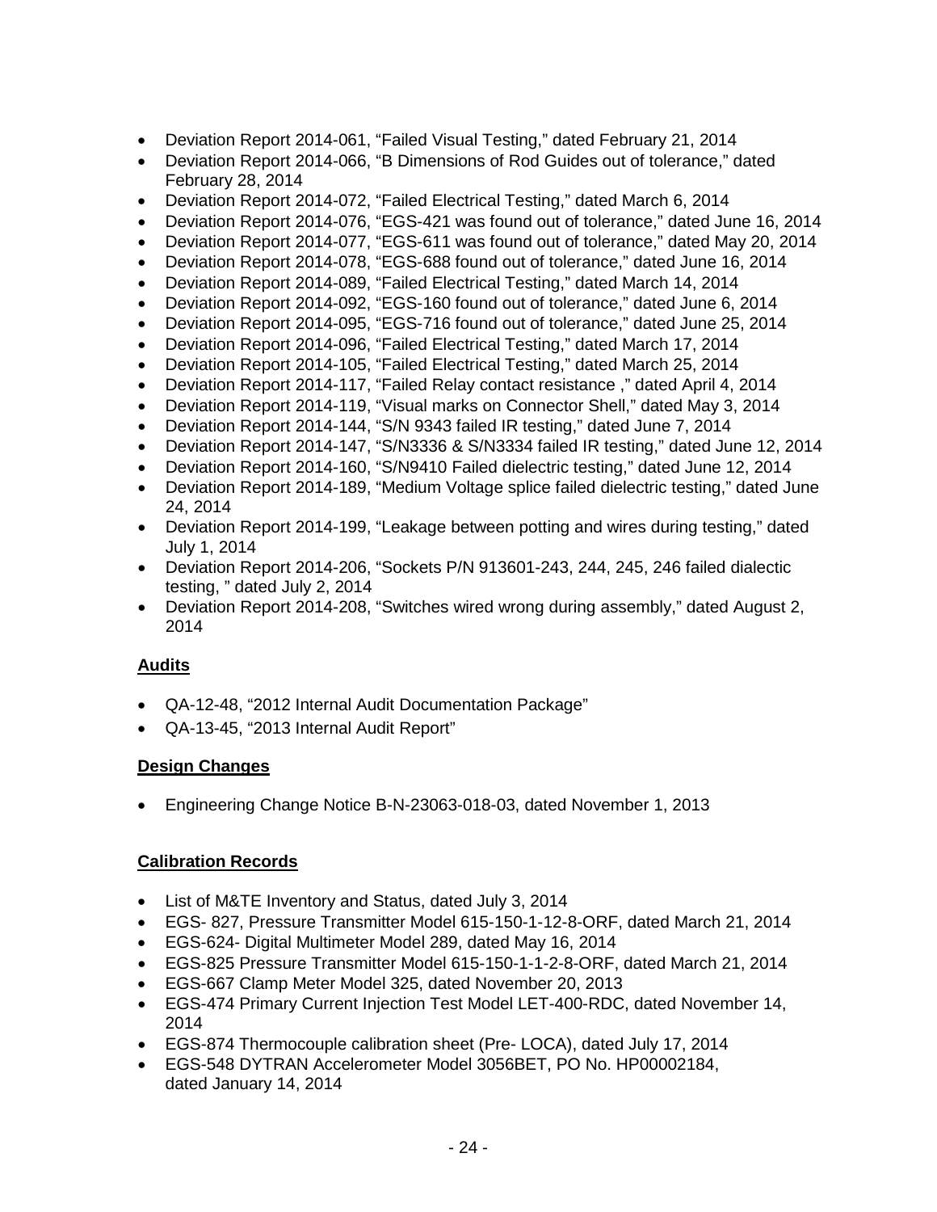- Deviation Report 2014-061, “Failed Visual Testing,” dated February 21, 2014
- Deviation Report 2014-066, “B Dimensions of Rod Guides out of tolerance,” dated February 28, 2014
- Deviation Report 2014-072, “Failed Electrical Testing,” dated March 6, 2014
- Deviation Report 2014-076, “EGS-421 was found out of tolerance,” dated June 16, 2014
- Deviation Report 2014-077, “EGS-611 was found out of tolerance,” dated May 20, 2014
- Deviation Report 2014-078, “EGS-688 found out of tolerance,” dated June 16, 2014
- Deviation Report 2014-089, “Failed Electrical Testing,” dated March 14, 2014
- Deviation Report 2014-092, “EGS-160 found out of tolerance,” dated June 6, 2014
- Deviation Report 2014-095, “EGS-716 found out of tolerance,” dated June 25, 2014
- Deviation Report 2014-096, “Failed Electrical Testing,” dated March 17, 2014
- Deviation Report 2014-105, “Failed Electrical Testing,” dated March 25, 2014
- Deviation Report 2014-117, “Failed Relay contact resistance ,” dated April 4, 2014
- Deviation Report 2014-119, “Visual marks on Connector Shell,” dated May 3, 2014
- Deviation Report 2014-144, “S/N 9343 failed IR testing,” dated June 7, 2014
- Deviation Report 2014-147, “S/N3336 & S/N3334 failed IR testing,” dated June 12, 2014
- Deviation Report 2014-160, “S/N9410 Failed dielectric testing,” dated June 12, 2014
- Deviation Report 2014-189, “Medium Voltage splice failed dielectric testing,” dated June 24, 2014
- Deviation Report 2014-199, “Leakage between potting and wires during testing,” dated July 1, 2014
- Deviation Report 2014-206, “Sockets P/N 913601-243, 244, 245, 246 failed dialectic testing, ” dated July 2, 2014
- Deviation Report 2014-208, “Switches wired wrong during assembly,” dated August 2, 2014

**Audits**

- QA-12-48, “2012 Internal Audit Documentation Package”
- QA-13-45, “2013 Internal Audit Report”

**Design Changes**

- Engineering Change Notice B-N-23063-018-03, dated November 1, 2013

**Calibration Records**

- List of M&TE Inventory and Status, dated July 3, 2014
- EGS- 827, Pressure Transmitter Model 615-150-1-12-8-ORF, dated March 21, 2014
- EGS-624- Digital Multimeter Model 289, dated May 16, 2014
- EGS-825 Pressure Transmitter Model 615-150-1-1-2-8-ORF, dated March 21, 2014
- EGS-667 Clamp Meter Model 325, dated November 20, 2013
- EGS-474 Primary Current Injection Test Model LET-400-RDC, dated November 14, 2014
- EGS-874 Thermocouple calibration sheet (Pre- LOCA), dated July 17, 2014
- EGS-548 DYTRAN Accelerometer Model 3056BET, PO No. HP00002184, dated January 14, 2014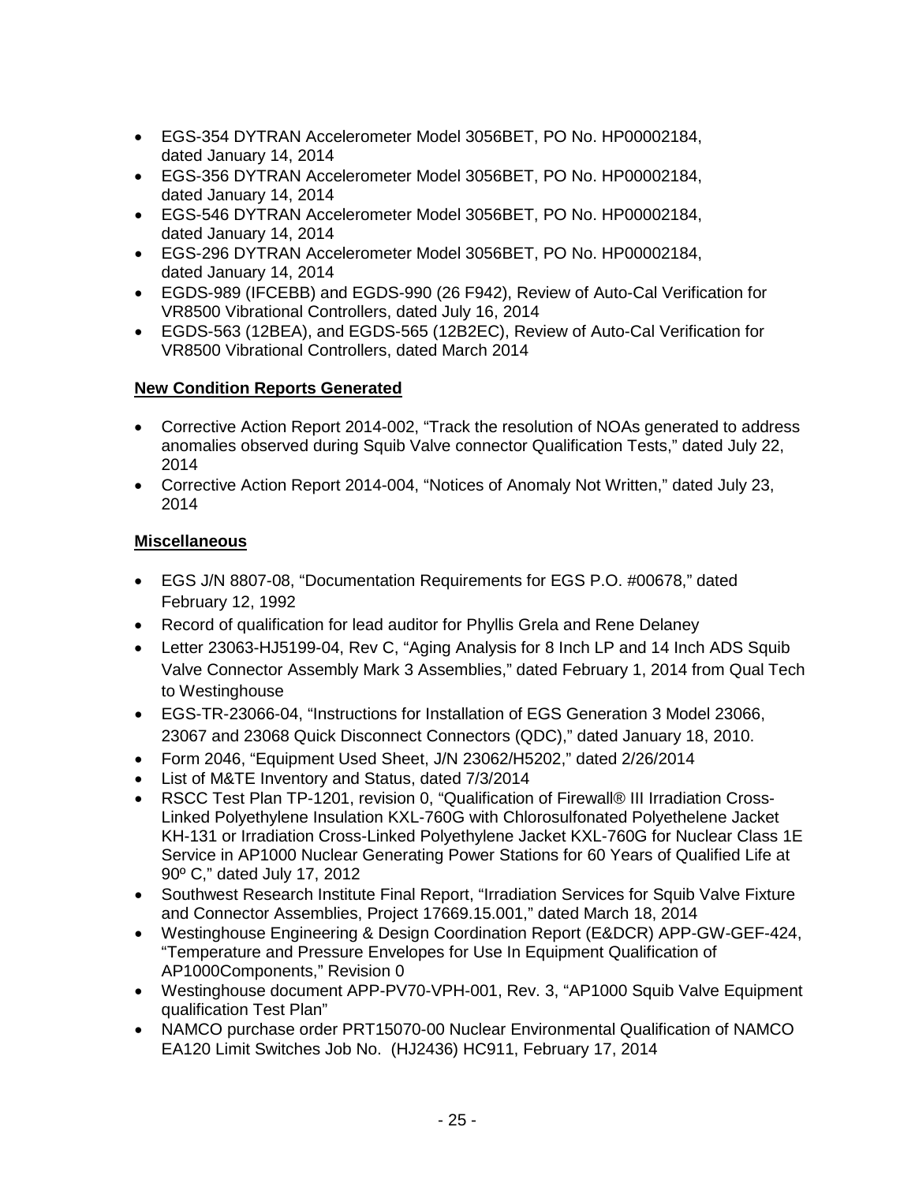- EGS-354 DYTRAN Accelerometer Model 3056BET, PO No. HP00002184, dated January 14, 2014
- EGS-356 DYTRAN Accelerometer Model 3056BET, PO No. HP00002184, dated January 14, 2014
- EGS-546 DYTRAN Accelerometer Model 3056BET, PO No. HP00002184, dated January 14, 2014
- EGS-296 DYTRAN Accelerometer Model 3056BET, PO No. HP00002184, dated January 14, 2014
- EGDS-989 (IFCEBB) and EGDS-990 (26 F942), Review of Auto-Cal Verification for VR8500 Vibrational Controllers, dated July 16, 2014
- EGDS-563 (12BEA), and EGDS-565 (12B2EC), Review of Auto-Cal Verification for VR8500 Vibrational Controllers, dated March 2014

**New Condition Reports Generated**

- Corrective Action Report 2014-002, "Track the resolution of NOAs generated to address anomalies observed during Squib Valve connector Qualification Tests," dated July 22, 2014
- Corrective Action Report 2014-004, "Notices of Anomaly Not Written," dated July 23, 2014

**Miscellaneous**

- EGS J/N 8807-08, "Documentation Requirements for EGS P.O. #00678," dated February 12, 1992
- Record of qualification for lead auditor for Phyllis Grela and Rene Delaney
- Letter 23063-HJ5199-04, Rev C, "Aging Analysis for 8 Inch LP and 14 Inch ADS Squib Valve Connector Assembly Mark 3 Assemblies," dated February 1, 2014 from Qual Tech to Westinghouse
- EGS-TR-23066-04, "Instructions for Installation of EGS Generation 3 Model 23066, 23067 and 23068 Quick Disconnect Connectors (QDC)," dated January 18, 2010.
- Form 2046, "Equipment Used Sheet, J/N 23062/H5202," dated 2/26/2014
- List of M&TE Inventory and Status, dated 7/3/2014
- RSCC Test Plan TP-1201, revision 0, "Qualification of Firewall® III Irradiation Cross-Linked Polyethylene Insulation KXL-760G with Chlorosulfonated Polyethelene Jacket KH-131 or Irradiation Cross-Linked Polyethylene Jacket KXL-760G for Nuclear Class 1E Service in AP1000 Nuclear Generating Power Stations for 60 Years of Qualified Life at 90º C," dated July 17, 2012
- Southwest Research Institute Final Report, "Irradiation Services for Squib Valve Fixture and Connector Assemblies, Project 17669.15.001," dated March 18, 2014
- Westinghouse Engineering & Design Coordination Report (E&DCR) APP-GW-GEF-424, "Temperature and Pressure Envelopes for Use In Equipment Qualification of AP1000Components," Revision 0
- Westinghouse document APP-PV70-VPH-001, Rev. 3, "AP1000 Squib Valve Equipment qualification Test Plan"
- NAMCO purchase order PRT15070-00 Nuclear Environmental Qualification of NAMCO EA120 Limit Switches Job No. (HJ2436) HC911, February 17, 2014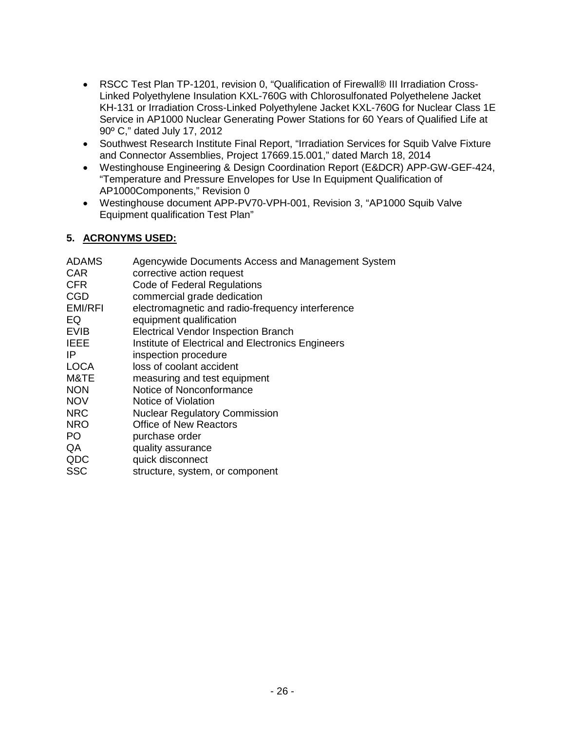- RSCC Test Plan TP-1201, revision 0, "Qualification of Firewall® III Irradiation Cross-Linked Polyethylene Insulation KXL-760G with Chlorosulfonated Polyethelene Jacket KH-131 or Irradiation Cross-Linked Polyethylene Jacket KXL-760G for Nuclear Class 1E Service in AP1000 Nuclear Generating Power Stations for 60 Years of Qualified Life at 90º C," dated July 17, 2012
- Southwest Research Institute Final Report, "Irradiation Services for Squib Valve Fixture and Connector Assemblies, Project 17669.15.001," dated March 18, 2014
- Westinghouse Engineering & Design Coordination Report (E&DCR) APP-GW-GEF-424, "Temperature and Pressure Envelopes for Use In Equipment Qualification of AP1000Components," Revision 0
- Westinghouse document APP-PV70-VPH-001, Revision 3, "AP1000 Squib Valve Equipment qualification Test Plan"

## 5. ACRONYMS USED:

| | |
|---|---|
| ADAMS | Agencywide Documents Access and Management System |
| CAR | corrective action request |
| CFR | Code of Federal Regulations |
| CGD | commercial grade dedication |
| EMI/RFI | electromagnetic and radio-frequency interference |
| EQ | equipment qualification |
| EVIB | Electrical Vendor Inspection Branch |
| IEEE | Institute of Electrical and Electronics Engineers |
| IP | inspection procedure |
| LOCA | loss of coolant accident |
| M&TE | measuring and test equipment |
| NON | Notice of Nonconformance |
| NOV | Notice of Violation |
| NRC | Nuclear Regulatory Commission |
| NRO | Office of New Reactors |
| PO | purchase order |
| QA | quality assurance |
| QDC | quick disconnect |
| SSC | structure, system, or component |